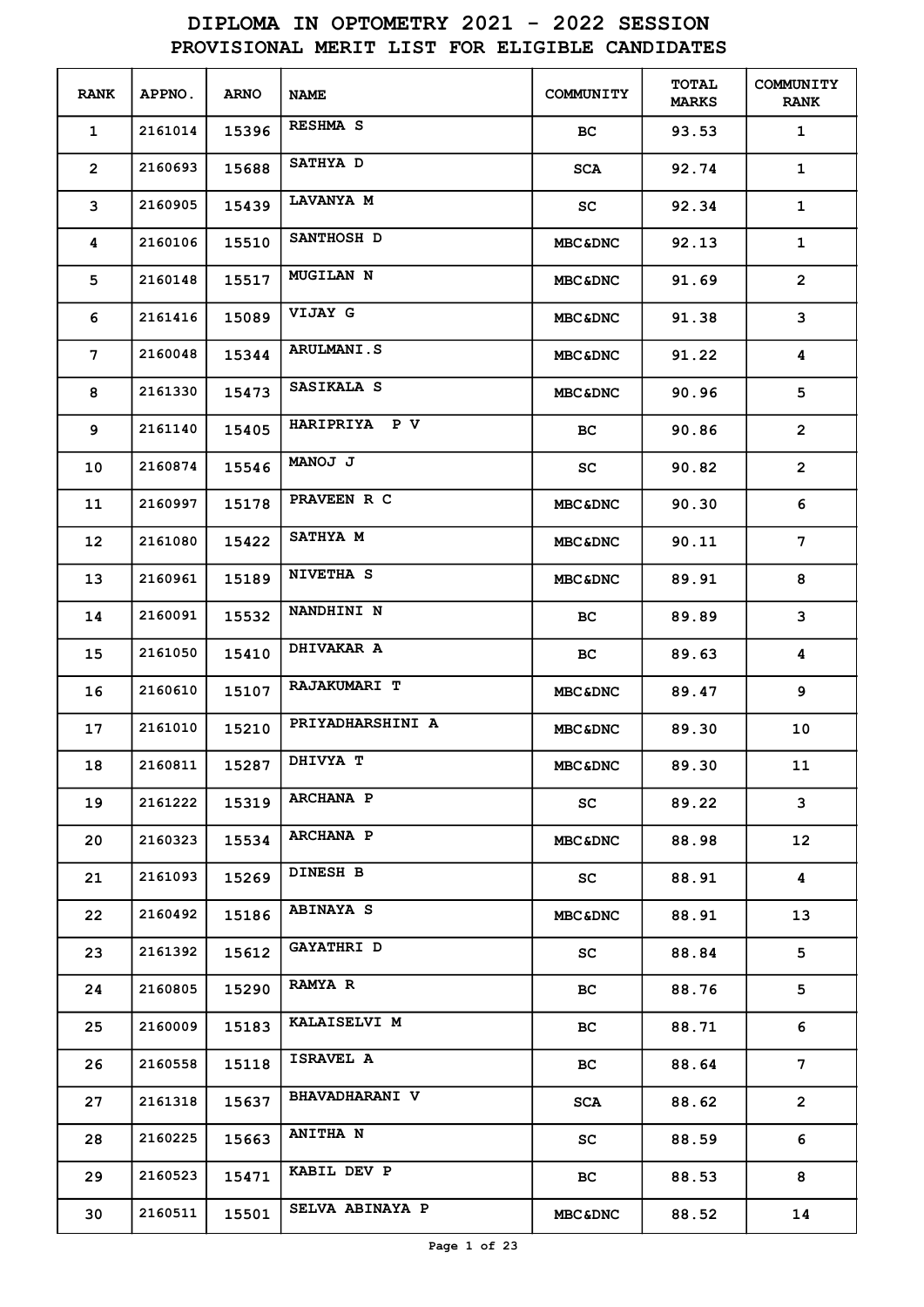# DIPLOMA IN OPTOMETRY 2021 - 2022 SESSION
## PROVISIONAL MERIT LIST FOR ELIGIBLE CANDIDATES

| RANK | APPNO. | ARNO | NAME | COMMUNITY | TOTAL MARKS | COMMUNITY RANK |
|---|---|---|---|---|---|---|
| 1 | 2161014 | 15396 | RESHMA S | BC | 93.53 | 1 |
| 2 | 2160693 | 15688 | SATHYA D | SCA | 92.74 | 1 |
| 3 | 2160905 | 15439 | LAVANYA M | SC | 92.34 | 1 |
| 4 | 2160106 | 15510 | SANTHOSH D | MBC&DNC | 92.13 | 1 |
| 5 | 2160148 | 15517 | MUGILAN N | MBC&DNC | 91.69 | 2 |
| 6 | 2161416 | 15089 | VIJAY G | MBC&DNC | 91.38 | 3 |
| 7 | 2160048 | 15344 | ARULMANI.S | MBC&DNC | 91.22 | 4 |
| 8 | 2161330 | 15473 | SASIKALA S | MBC&DNC | 90.96 | 5 |
| 9 | 2161140 | 15405 | HARIPRIYA P V | BC | 90.86 | 2 |
| 10 | 2160874 | 15546 | MANOJ J | SC | 90.82 | 2 |
| 11 | 2160997 | 15178 | PRAVEEN R C | MBC&DNC | 90.30 | 6 |
| 12 | 2161080 | 15422 | SATHYA M | MBC&DNC | 90.11 | 7 |
| 13 | 2160961 | 15189 | NIVETHA S | MBC&DNC | 89.91 | 8 |
| 14 | 2160091 | 15532 | NANDHINI N | BC | 89.89 | 3 |
| 15 | 2161050 | 15410 | DHIVAKAR A | BC | 89.63 | 4 |
| 16 | 2160610 | 15107 | RAJAKUMARI T | MBC&DNC | 89.47 | 9 |
| 17 | 2161010 | 15210 | PRIYADHARSHINI A | MBC&DNC | 89.30 | 10 |
| 18 | 2160811 | 15287 | DHIVYA T | MBC&DNC | 89.30 | 11 |
| 19 | 2161222 | 15319 | ARCHANA P | SC | 89.22 | 3 |
| 20 | 2160323 | 15534 | ARCHANA P | MBC&DNC | 88.98 | 12 |
| 21 | 2161093 | 15269 | DINESH B | SC | 88.91 | 4 |
| 22 | 2160492 | 15186 | ABINAYA S | MBC&DNC | 88.91 | 13 |
| 23 | 2161392 | 15612 | GAYATHRI D | SC | 88.84 | 5 |
| 24 | 2160805 | 15290 | RAMYA R | BC | 88.76 | 5 |
| 25 | 2160009 | 15183 | KALAISELVI M | BC | 88.71 | 6 |
| 26 | 2160558 | 15118 | ISRAVEL A | BC | 88.64 | 7 |
| 27 | 2161318 | 15637 | BHAVADHARANI V | SCA | 88.62 | 2 |
| 28 | 2160225 | 15663 | ANITHA N | SC | 88.59 | 6 |
| 29 | 2160523 | 15471 | KABIL DEV P | BC | 88.53 | 8 |
| 30 | 2160511 | 15501 | SELVA ABINAYA P | MBC&DNC | 88.52 | 14 |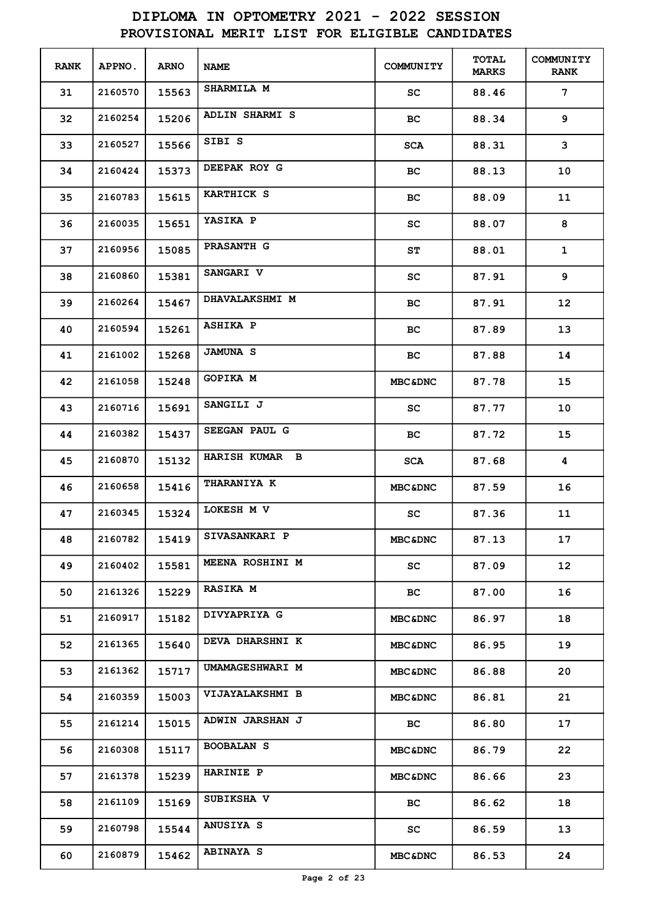# DIPLOMA IN OPTOMETRY 2021 - 2022 SESSION
## PROVISIONAL MERIT LIST FOR ELIGIBLE CANDIDATES

| RANK | APPNO. | ARNO | NAME | COMMUNITY | TOTAL MARKS | COMMUNITY RANK |
|---|---|---|---|---|---|---|
| 31 | 2160570 | 15563 | SHARMILA M | SC | 88.46 | 7 |
| 32 | 2160254 | 15206 | ADLIN SHARMI S | BC | 88.34 | 9 |
| 33 | 2160527 | 15566 | SIBI S | SCA | 88.31 | 3 |
| 34 | 2160424 | 15373 | DEEPAK ROY G | BC | 88.13 | 10 |
| 35 | 2160783 | 15615 | KARTHICK S | BC | 88.09 | 11 |
| 36 | 2160035 | 15651 | YASIKA P | SC | 88.07 | 8 |
| 37 | 2160956 | 15085 | PRASANTH G | ST | 88.01 | 1 |
| 38 | 2160860 | 15381 | SANGARI V | SC | 87.91 | 9 |
| 39 | 2160264 | 15467 | DHAVALAKSHMI M | BC | 87.91 | 12 |
| 40 | 2160594 | 15261 | ASHIKA P | BC | 87.89 | 13 |
| 41 | 2161002 | 15268 | JAMUNA S | BC | 87.88 | 14 |
| 42 | 2161058 | 15248 | GOPIKA M | MBC&DNC | 87.78 | 15 |
| 43 | 2160716 | 15691 | SANGILI J | SC | 87.77 | 10 |
| 44 | 2160382 | 15437 | SEEGAN PAUL G | BC | 87.72 | 15 |
| 45 | 2160870 | 15132 | HARISH KUMAR B | SCA | 87.68 | 4 |
| 46 | 2160658 | 15416 | THARANIYA K | MBC&DNC | 87.59 | 16 |
| 47 | 2160345 | 15324 | LOKESH M V | SC | 87.36 | 11 |
| 48 | 2160782 | 15419 | SIVASANKARI P | MBC&DNC | 87.13 | 17 |
| 49 | 2160402 | 15581 | MEENA ROSHINI M | SC | 87.09 | 12 |
| 50 | 2161326 | 15229 | RASIKA M | BC | 87.00 | 16 |
| 51 | 2160917 | 15182 | DIVYAPRIYA G | MBC&DNC | 86.97 | 18 |
| 52 | 2161365 | 15640 | DEVA DHARSHNI K | MBC&DNC | 86.95 | 19 |
| 53 | 2161362 | 15717 | UMAMAGESHWARI M | MBC&DNC | 86.88 | 20 |
| 54 | 2160359 | 15003 | VIJAYALAKSHMI B | MBC&DNC | 86.81 | 21 |
| 55 | 2161214 | 15015 | ADWIN JARSHAN J | BC | 86.80 | 17 |
| 56 | 2160308 | 15117 | BOOBALAN S | MBC&DNC | 86.79 | 22 |
| 57 | 2161378 | 15239 | HARINIE P | MBC&DNC | 86.66 | 23 |
| 58 | 2161109 | 15169 | SUBIKSHA V | BC | 86.62 | 18 |
| 59 | 2160798 | 15544 | ANUSIYA S | SC | 86.59 | 13 |
| 60 | 2160879 | 15462 | ABINAYA S | MBC&DNC | 86.53 | 24 |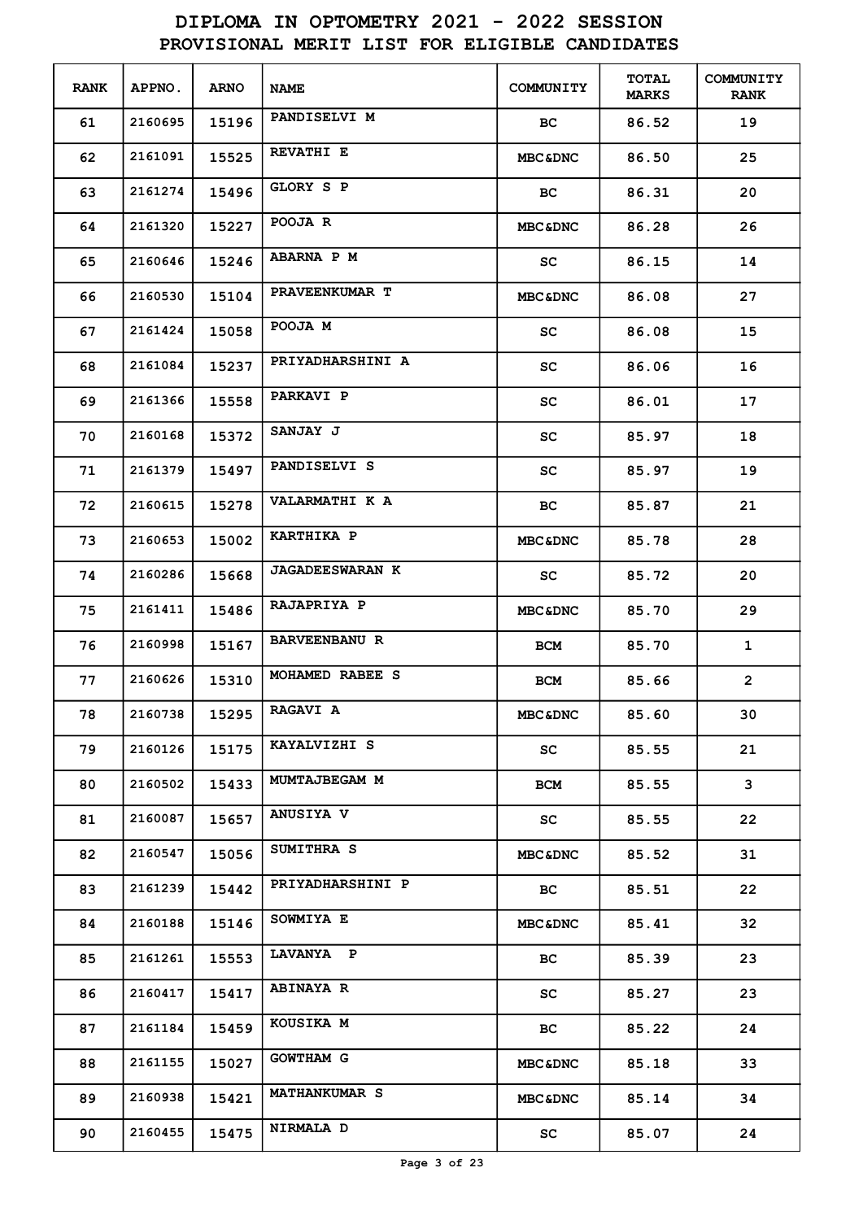# DIPLOMA IN OPTOMETRY 2021 - 2022 SESSION
## PROVISIONAL MERIT LIST FOR ELIGIBLE CANDIDATES

| RANK | APPNO. | ARNO | NAME | COMMUNITY | TOTAL MARKS | COMMUNITY RANK |
|---|---|---|---|---|---|---|
| 61 | 2160695 | 15196 | PANDISELVI M | BC | 86.52 | 19 |
| 62 | 2161091 | 15525 | REVATHI E | MBC&DNC | 86.50 | 25 |
| 63 | 2161274 | 15496 | GLORY S P | BC | 86.31 | 20 |
| 64 | 2161320 | 15227 | POOJA R | MBC&DNC | 86.28 | 26 |
| 65 | 2160646 | 15246 | ABARNA P M | SC | 86.15 | 14 |
| 66 | 2160530 | 15104 | PRAVEENKUMAR T | MBC&DNC | 86.08 | 27 |
| 67 | 2161424 | 15058 | POOJA M | SC | 86.08 | 15 |
| 68 | 2161084 | 15237 | PRIYADHARSHINI A | SC | 86.06 | 16 |
| 69 | 2161366 | 15558 | PARKAVI P | SC | 86.01 | 17 |
| 70 | 2160168 | 15372 | SANJAY J | SC | 85.97 | 18 |
| 71 | 2161379 | 15497 | PANDISELVI S | SC | 85.97 | 19 |
| 72 | 2160615 | 15278 | VALARMATHI K A | BC | 85.87 | 21 |
| 73 | 2160653 | 15002 | KARTHIKA P | MBC&DNC | 85.78 | 28 |
| 74 | 2160286 | 15668 | JAGADEESWARAN K | SC | 85.72 | 20 |
| 75 | 2161411 | 15486 | RAJAPRIYA P | MBC&DNC | 85.70 | 29 |
| 76 | 2160998 | 15167 | BARVEENBANU R | BCM | 85.70 | 1 |
| 77 | 2160626 | 15310 | MOHAMED RABEE S | BCM | 85.66 | 2 |
| 78 | 2160738 | 15295 | RAGAVI A | MBC&DNC | 85.60 | 30 |
| 79 | 2160126 | 15175 | KAYALVIZHI S | SC | 85.55 | 21 |
| 80 | 2160502 | 15433 | MUMTAJBEGAM M | BCM | 85.55 | 3 |
| 81 | 2160087 | 15657 | ANUSIYA V | SC | 85.55 | 22 |
| 82 | 2160547 | 15056 | SUMITHRA S | MBC&DNC | 85.52 | 31 |
| 83 | 2161239 | 15442 | PRIYADHARSHINI P | BC | 85.51 | 22 |
| 84 | 2160188 | 15146 | SOWMIYA E | MBC&DNC | 85.41 | 32 |
| 85 | 2161261 | 15553 | LAVANYA P | BC | 85.39 | 23 |
| 86 | 2160417 | 15417 | ABINAYA R | SC | 85.27 | 23 |
| 87 | 2161184 | 15459 | KOUSIKA M | BC | 85.22 | 24 |
| 88 | 2161155 | 15027 | GOWTHAM G | MBC&DNC | 85.18 | 33 |
| 89 | 2160938 | 15421 | MATHANKUMAR S | MBC&DNC | 85.14 | 34 |
| 90 | 2160455 | 15475 | NIRMALA D | SC | 85.07 | 24 |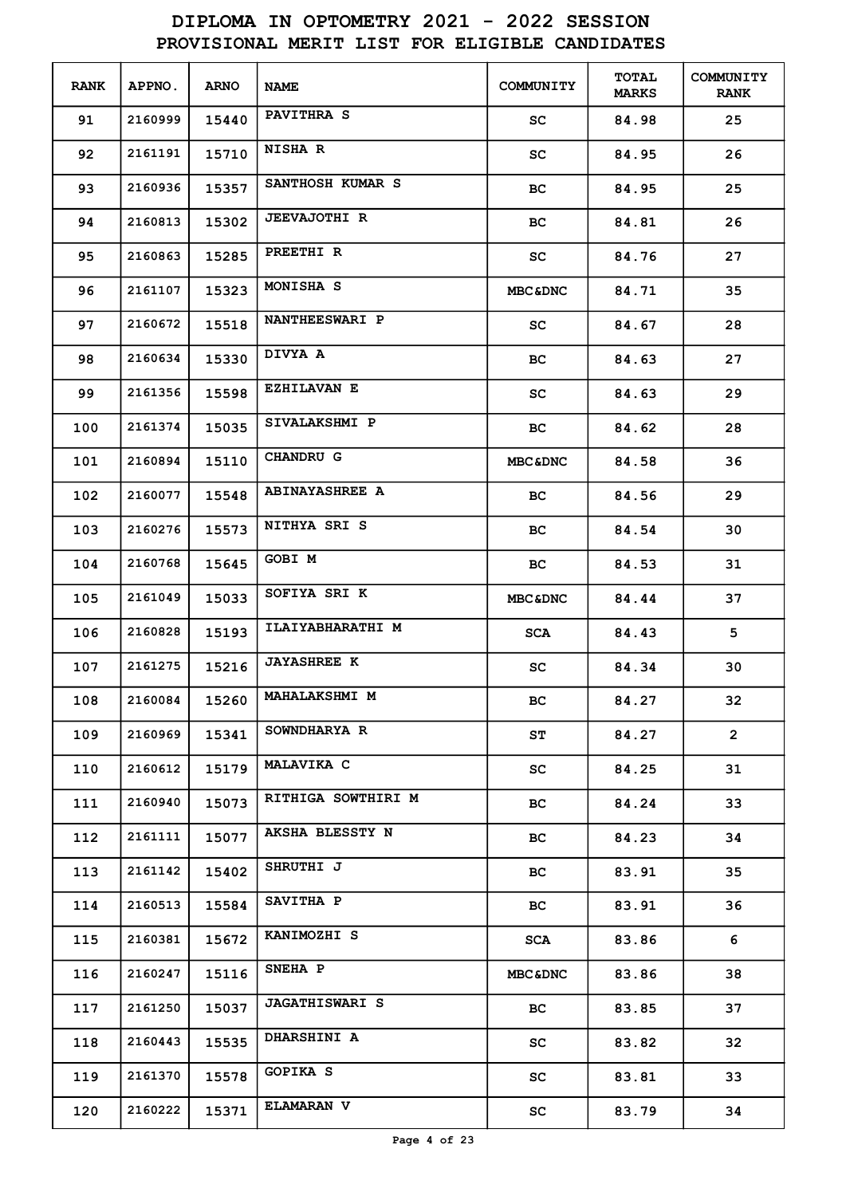# DIPLOMA IN OPTOMETRY 2021 - 2022 SESSION
## PROVISIONAL MERIT LIST FOR ELIGIBLE CANDIDATES

| RANK | APPNO. | ARNO | NAME | COMMUNITY | TOTAL MARKS | COMMUNITY RANK |
|---|---|---|---|---|---|---|
| 91 | 2160999 | 15440 | PAVITHRA S | SC | 84.98 | 25 |
| 92 | 2161191 | 15710 | NISHA R | SC | 84.95 | 26 |
| 93 | 2160936 | 15357 | SANTHOSH KUMAR S | BC | 84.95 | 25 |
| 94 | 2160813 | 15302 | JEEVAJOTHI R | BC | 84.81 | 26 |
| 95 | 2160863 | 15285 | PREETHI R | SC | 84.76 | 27 |
| 96 | 2161107 | 15323 | MONISHA S | MBC&DNC | 84.71 | 35 |
| 97 | 2160672 | 15518 | NANTHEESWARI P | SC | 84.67 | 28 |
| 98 | 2160634 | 15330 | DIVYA A | BC | 84.63 | 27 |
| 99 | 2161356 | 15598 | EZHILAVAN E | SC | 84.63 | 29 |
| 100 | 2161374 | 15035 | SIVALAKSHMI P | BC | 84.62 | 28 |
| 101 | 2160894 | 15110 | CHANDRU G | MBC&DNC | 84.58 | 36 |
| 102 | 2160077 | 15548 | ABINAYASHREE A | BC | 84.56 | 29 |
| 103 | 2160276 | 15573 | NITHYA SRI S | BC | 84.54 | 30 |
| 104 | 2160768 | 15645 | GOBI M | BC | 84.53 | 31 |
| 105 | 2161049 | 15033 | SOFIYA SRI K | MBC&DNC | 84.44 | 37 |
| 106 | 2160828 | 15193 | ILAIYABHARATHI M | SCA | 84.43 | 5 |
| 107 | 2161275 | 15216 | JAYASHREE K | SC | 84.34 | 30 |
| 108 | 2160084 | 15260 | MAHALAKSHMI M | BC | 84.27 | 32 |
| 109 | 2160969 | 15341 | SOWNDHARYA R | ST | 84.27 | 2 |
| 110 | 2160612 | 15179 | MALAVIKA C | SC | 84.25 | 31 |
| 111 | 2160940 | 15073 | RITHIGA SOWTHIRI M | BC | 84.24 | 33 |
| 112 | 2161111 | 15077 | AKSHA BLESSTY N | BC | 84.23 | 34 |
| 113 | 2161142 | 15402 | SHRUTHI J | BC | 83.91 | 35 |
| 114 | 2160513 | 15584 | SAVITHA P | BC | 83.91 | 36 |
| 115 | 2160381 | 15672 | KANIMOZHI S | SCA | 83.86 | 6 |
| 116 | 2160247 | 15116 | SNEHA P | MBC&DNC | 83.86 | 38 |
| 117 | 2161250 | 15037 | JAGATHISWARI S | BC | 83.85 | 37 |
| 118 | 2160443 | 15535 | DHARSHINI A | SC | 83.82 | 32 |
| 119 | 2161370 | 15578 | GOPIKA S | SC | 83.81 | 33 |
| 120 | 2160222 | 15371 | ELAMARAN V | SC | 83.79 | 34 |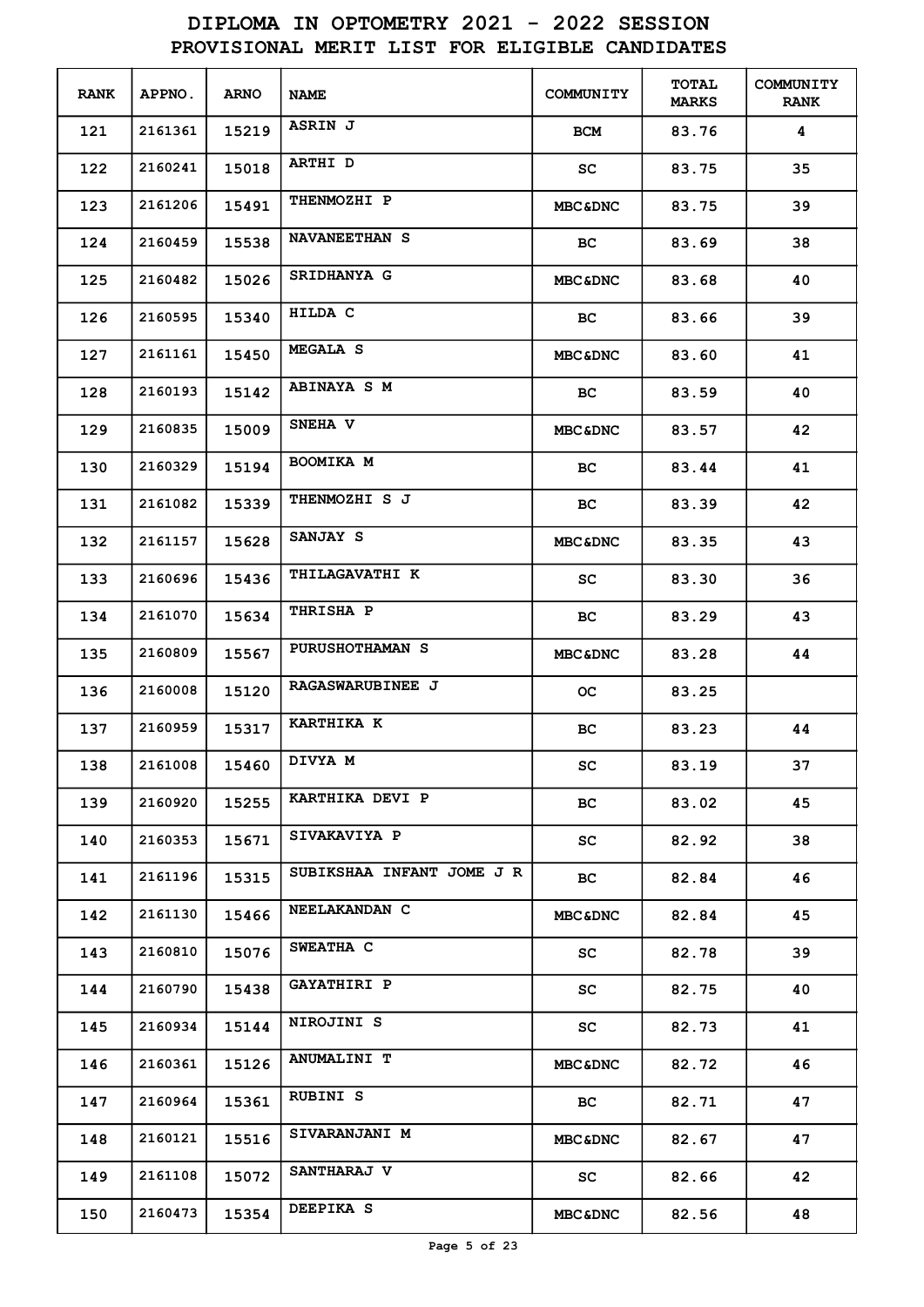# DIPLOMA IN OPTOMETRY 2021 - 2022 SESSION

## PROVISIONAL MERIT LIST FOR ELIGIBLE CANDIDATES

| RANK | APPNO. | ARNO | NAME | COMMUNITY | TOTAL MARKS | COMMUNITY RANK |
|---|---|---|---|---|---|---|
| 121 | 2161361 | 15219 | ASRIN J | BCM | 83.76 | 4 |
| 122 | 2160241 | 15018 | ARTHI D | SC | 83.75 | 35 |
| 123 | 2161206 | 15491 | THENMOZHI P | MBC&DNC | 83.75 | 39 |
| 124 | 2160459 | 15538 | NAVANEETHAN S | BC | 83.69 | 38 |
| 125 | 2160482 | 15026 | SRIDHANYA G | MBC&DNC | 83.68 | 40 |
| 126 | 2160595 | 15340 | HILDA C | BC | 83.66 | 39 |
| 127 | 2161161 | 15450 | MEGALA S | MBC&DNC | 83.60 | 41 |
| 128 | 2160193 | 15142 | ABINAYA S M | BC | 83.59 | 40 |
| 129 | 2160835 | 15009 | SNEHA V | MBC&DNC | 83.57 | 42 |
| 130 | 2160329 | 15194 | BOOMIKA M | BC | 83.44 | 41 |
| 131 | 2161082 | 15339 | THENMOZHI S J | BC | 83.39 | 42 |
| 132 | 2161157 | 15628 | SANJAY S | MBC&DNC | 83.35 | 43 |
| 133 | 2160696 | 15436 | THILAGAVATHI K | SC | 83.30 | 36 |
| 134 | 2161070 | 15634 | THRISHA P | BC | 83.29 | 43 |
| 135 | 2160809 | 15567 | PURUSHOTHAMAN S | MBC&DNC | 83.28 | 44 |
| 136 | 2160008 | 15120 | RAGASWARUBINEE J | OC | 83.25 | |
| 137 | 2160959 | 15317 | KARTHIKA K | BC | 83.23 | 44 |
| 138 | 2161008 | 15460 | DIVYA M | SC | 83.19 | 37 |
| 139 | 2160920 | 15255 | KARTHIKA DEVI P | BC | 83.02 | 45 |
| 140 | 2160353 | 15671 | SIVAKAVIYA P | SC | 82.92 | 38 |
| 141 | 2161196 | 15315 | SUBIKSHAA INFANT JOME J R | BC | 82.84 | 46 |
| 142 | 2161130 | 15466 | NEELAKANDAN C | MBC&DNC | 82.84 | 45 |
| 143 | 2160810 | 15076 | SWEATHA C | SC | 82.78 | 39 |
| 144 | 2160790 | 15438 | GAYATHIRI P | SC | 82.75 | 40 |
| 145 | 2160934 | 15144 | NIROJINI S | SC | 82.73 | 41 |
| 146 | 2160361 | 15126 | ANUMALINI T | MBC&DNC | 82.72 | 46 |
| 147 | 2160964 | 15361 | RUBINI S | BC | 82.71 | 47 |
| 148 | 2160121 | 15516 | SIVARANJANI M | MBC&DNC | 82.67 | 47 |
| 149 | 2161108 | 15072 | SANTHARAJ V | SC | 82.66 | 42 |
| 150 | 2160473 | 15354 | DEEPIKA S | MBC&DNC | 82.56 | 48 |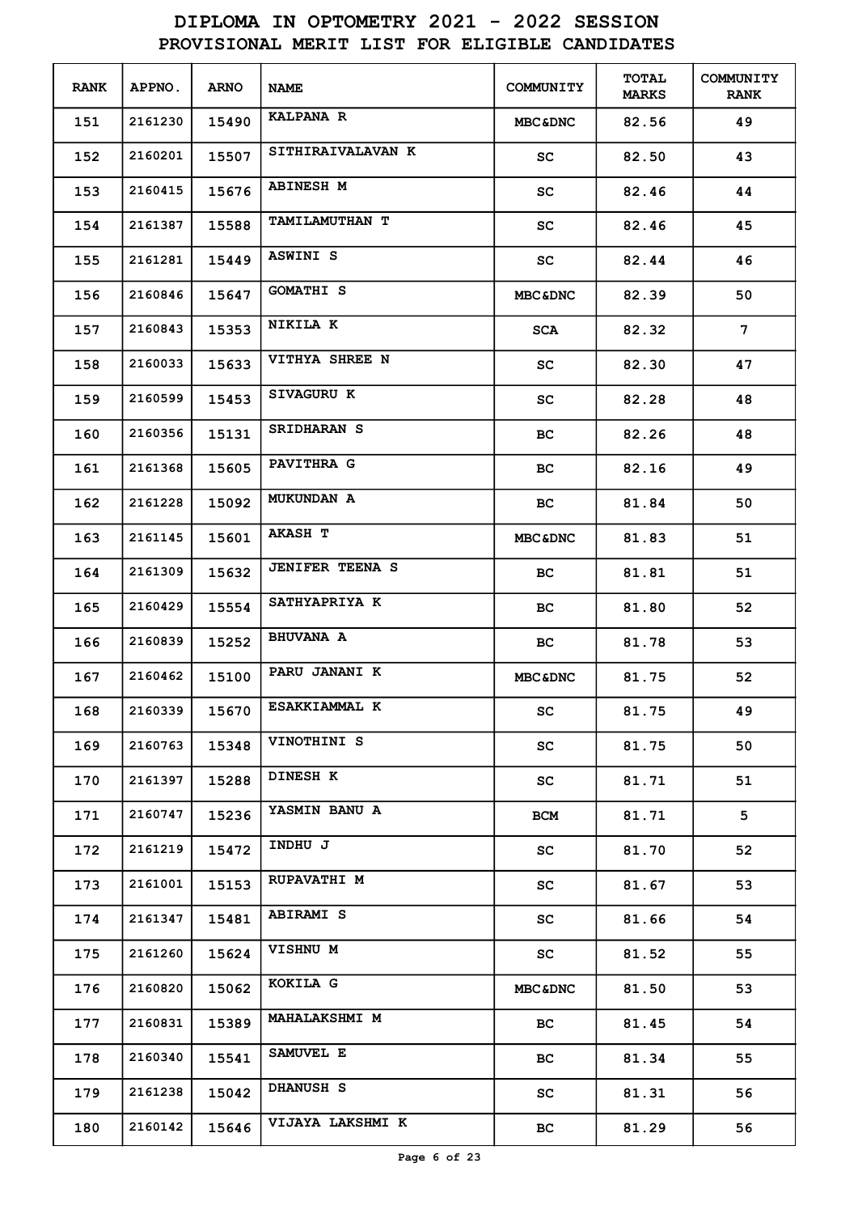# DIPLOMA IN OPTOMETRY 2021 - 2022 SESSION

## PROVISIONAL MERIT LIST FOR ELIGIBLE CANDIDATES

| RANK | APPNO. | ARNO | NAME | COMMUNITY | TOTAL MARKS | COMMUNITY RANK |
|---|---|---|---|---|---|---|
| 151 | 2161230 | 15490 | KALPANA R | MBC&DNC | 82.56 | 49 |
| 152 | 2160201 | 15507 | SITHIRAIVALAVAN K | SC | 82.50 | 43 |
| 153 | 2160415 | 15676 | ABINESH M | SC | 82.46 | 44 |
| 154 | 2161387 | 15588 | TAMILAMUTHAN T | SC | 82.46 | 45 |
| 155 | 2161281 | 15449 | ASWINI S | SC | 82.44 | 46 |
| 156 | 2160846 | 15647 | GOMATHI S | MBC&DNC | 82.39 | 50 |
| 157 | 2160843 | 15353 | NIKILA K | SCA | 82.32 | 7 |
| 158 | 2160033 | 15633 | VITHYA SHREE N | SC | 82.30 | 47 |
| 159 | 2160599 | 15453 | SIVAGURU K | SC | 82.28 | 48 |
| 160 | 2160356 | 15131 | SRIDHARAN S | BC | 82.26 | 48 |
| 161 | 2161368 | 15605 | PAVITHRA G | BC | 82.16 | 49 |
| 162 | 2161228 | 15092 | MUKUNDAN A | BC | 81.84 | 50 |
| 163 | 2161145 | 15601 | AKASH T | MBC&DNC | 81.83 | 51 |
| 164 | 2161309 | 15632 | JENIFER TEENA S | BC | 81.81 | 51 |
| 165 | 2160429 | 15554 | SATHYAPRIYA K | BC | 81.80 | 52 |
| 166 | 2160839 | 15252 | BHUVANA A | BC | 81.78 | 53 |
| 167 | 2160462 | 15100 | PARU JANANI K | MBC&DNC | 81.75 | 52 |
| 168 | 2160339 | 15670 | ESAKKIAMMAL K | SC | 81.75 | 49 |
| 169 | 2160763 | 15348 | VINOTHINI S | SC | 81.75 | 50 |
| 170 | 2161397 | 15288 | DINESH K | SC | 81.71 | 51 |
| 171 | 2160747 | 15236 | YASMIN BANU A | BCM | 81.71 | 5 |
| 172 | 2161219 | 15472 | INDHU J | SC | 81.70 | 52 |
| 173 | 2161001 | 15153 | RUPAVATHI M | SC | 81.67 | 53 |
| 174 | 2161347 | 15481 | ABIRAMI S | SC | 81.66 | 54 |
| 175 | 2161260 | 15624 | VISHNU M | SC | 81.52 | 55 |
| 176 | 2160820 | 15062 | KOKILA G | MBC&DNC | 81.50 | 53 |
| 177 | 2160831 | 15389 | MAHALAKSHMI M | BC | 81.45 | 54 |
| 178 | 2160340 | 15541 | SAMUVEL E | BC | 81.34 | 55 |
| 179 | 2161238 | 15042 | DHANUSH S | SC | 81.31 | 56 |
| 180 | 2160142 | 15646 | VIJAYA LAKSHMI K | BC | 81.29 | 56 |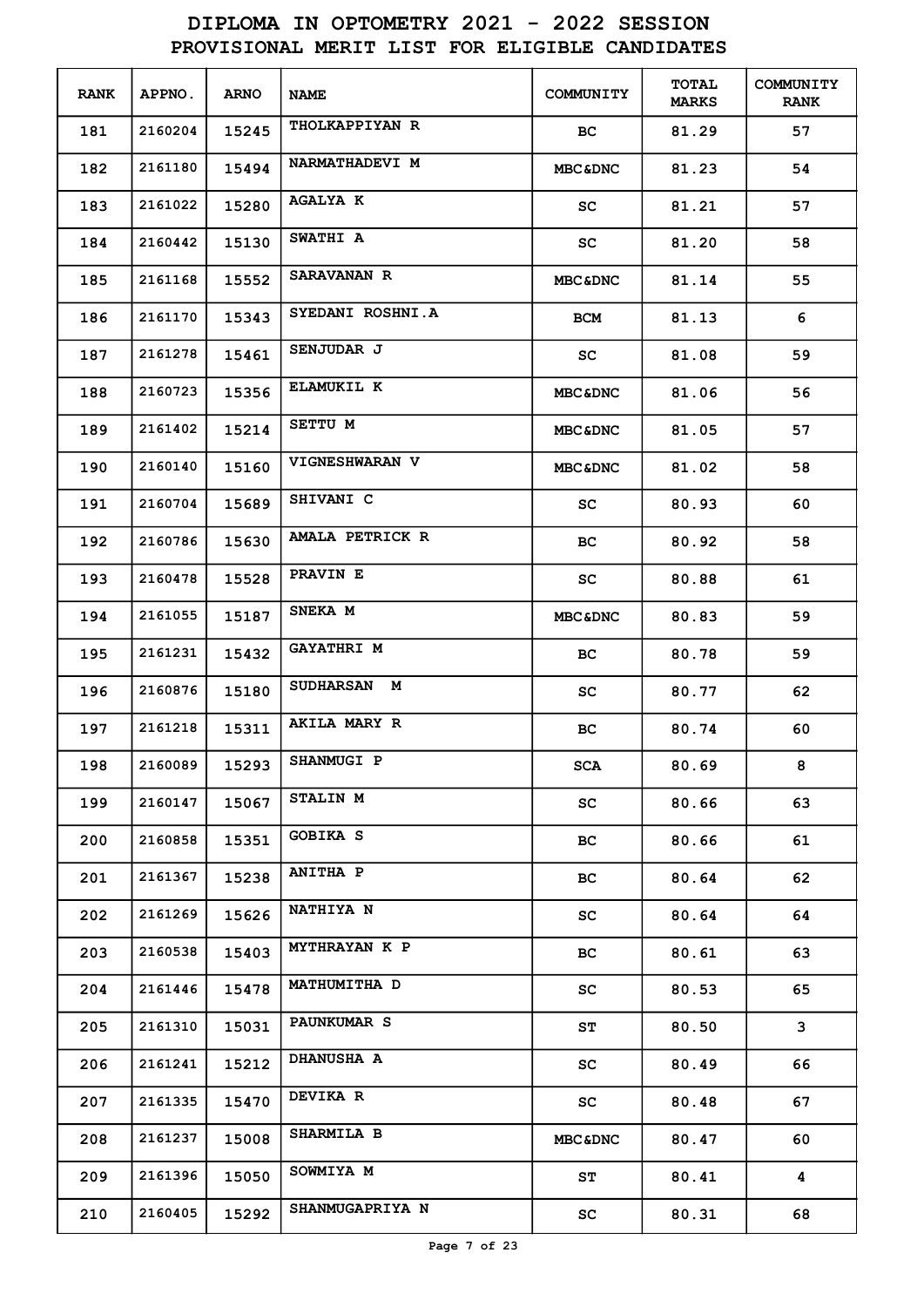# DIPLOMA IN OPTOMETRY 2021 - 2022 SESSION

## PROVISIONAL MERIT LIST FOR ELIGIBLE CANDIDATES

| RANK | APPNO. | ARNO | NAME | COMMUNITY | TOTAL MARKS | COMMUNITY RANK |
|---|---|---|---|---|---|---|
| 181 | 2160204 | 15245 | THOLKAPPIYAN R | BC | 81.29 | 57 |
| 182 | 2161180 | 15494 | NARMATHADEVI M | MBC&DNC | 81.23 | 54 |
| 183 | 2161022 | 15280 | AGALYA K | SC | 81.21 | 57 |
| 184 | 2160442 | 15130 | SWATHI A | SC | 81.20 | 58 |
| 185 | 2161168 | 15552 | SARAVANAN R | MBC&DNC | 81.14 | 55 |
| 186 | 2161170 | 15343 | SYEDANI ROSHNI.A | BCM | 81.13 | 6 |
| 187 | 2161278 | 15461 | SENJUDAR J | SC | 81.08 | 59 |
| 188 | 2160723 | 15356 | ELAMUKIL K | MBC&DNC | 81.06 | 56 |
| 189 | 2161402 | 15214 | SETTU M | MBC&DNC | 81.05 | 57 |
| 190 | 2160140 | 15160 | VIGNESHWARAN V | MBC&DNC | 81.02 | 58 |
| 191 | 2160704 | 15689 | SHIVANI C | SC | 80.93 | 60 |
| 192 | 2160786 | 15630 | AMALA PETRICK R | BC | 80.92 | 58 |
| 193 | 2160478 | 15528 | PRAVIN E | SC | 80.88 | 61 |
| 194 | 2161055 | 15187 | SNEKA M | MBC&DNC | 80.83 | 59 |
| 195 | 2161231 | 15432 | GAYATHRI M | BC | 80.78 | 59 |
| 196 | 2160876 | 15180 | SUDHARSAN M | SC | 80.77 | 62 |
| 197 | 2161218 | 15311 | AKILA MARY R | BC | 80.74 | 60 |
| 198 | 2160089 | 15293 | SHANMUGI P | SCA | 80.69 | 8 |
| 199 | 2160147 | 15067 | STALIN M | SC | 80.66 | 63 |
| 200 | 2160858 | 15351 | GOBIKA S | BC | 80.66 | 61 |
| 201 | 2161367 | 15238 | ANITHA P | BC | 80.64 | 62 |
| 202 | 2161269 | 15626 | NATHIYA N | SC | 80.64 | 64 |
| 203 | 2160538 | 15403 | MYTHRAYAN K P | BC | 80.61 | 63 |
| 204 | 2161446 | 15478 | MATHUMITHA D | SC | 80.53 | 65 |
| 205 | 2161310 | 15031 | PAUNKUMAR S | ST | 80.50 | 3 |
| 206 | 2161241 | 15212 | DHANUSHA A | SC | 80.49 | 66 |
| 207 | 2161335 | 15470 | DEVIKA R | SC | 80.48 | 67 |
| 208 | 2161237 | 15008 | SHARMILA B | MBC&DNC | 80.47 | 60 |
| 209 | 2161396 | 15050 | SOWMIYA M | ST | 80.41 | 4 |
| 210 | 2160405 | 15292 | SHANMUGAPRIYA N | SC | 80.31 | 68 |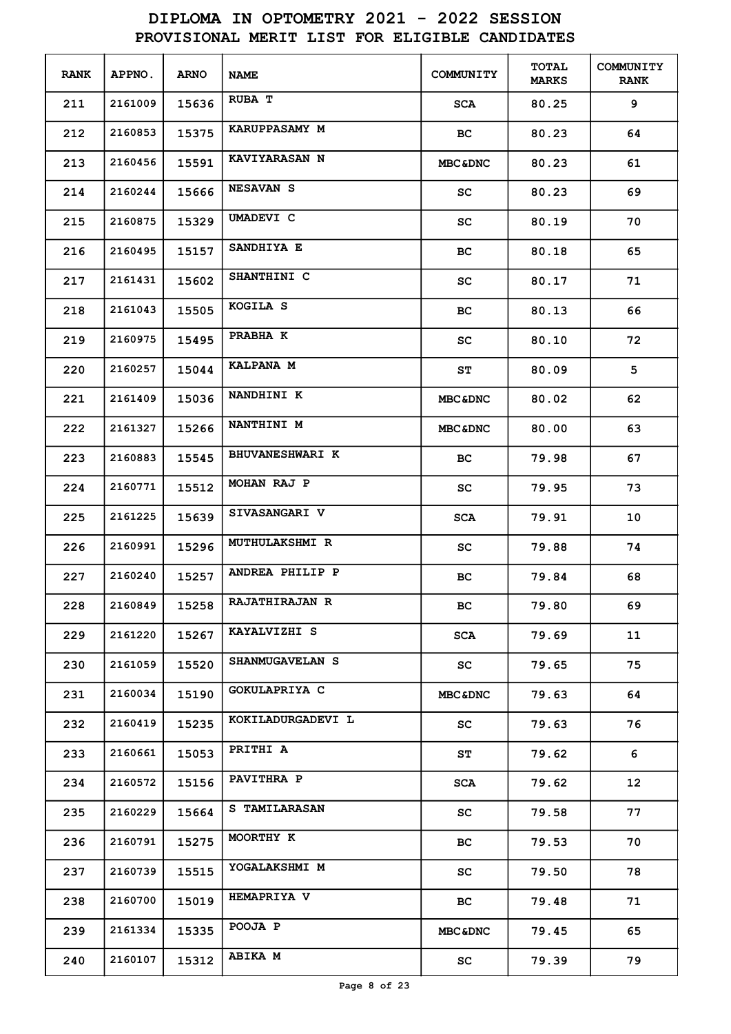# DIPLOMA IN OPTOMETRY 2021 - 2022 SESSION

## PROVISIONAL MERIT LIST FOR ELIGIBLE CANDIDATES

| RANK | APPNO. | ARNO | NAME | COMMUNITY | TOTAL MARKS | COMMUNITY RANK |
|---|---|---|---|---|---|---|
| 211 | 2161009 | 15636 | RUBA T | SCA | 80.25 | 9 |
| 212 | 2160853 | 15375 | KARUPPASAMY M | BC | 80.23 | 64 |
| 213 | 2160456 | 15591 | KAVIYARASAN N | MBC&DNC | 80.23 | 61 |
| 214 | 2160244 | 15666 | NESAVAN S | SC | 80.23 | 69 |
| 215 | 2160875 | 15329 | UMADEVI C | SC | 80.19 | 70 |
| 216 | 2160495 | 15157 | SANDHIYA E | BC | 80.18 | 65 |
| 217 | 2161431 | 15602 | SHANTHINI C | SC | 80.17 | 71 |
| 218 | 2161043 | 15505 | KOGILA S | BC | 80.13 | 66 |
| 219 | 2160975 | 15495 | PRABHA K | SC | 80.10 | 72 |
| 220 | 2160257 | 15044 | KALPANA M | ST | 80.09 | 5 |
| 221 | 2161409 | 15036 | NANDHINI K | MBC&DNC | 80.02 | 62 |
| 222 | 2161327 | 15266 | NANTHINI M | MBC&DNC | 80.00 | 63 |
| 223 | 2160883 | 15545 | BHUVANESHWARI K | BC | 79.98 | 67 |
| 224 | 2160771 | 15512 | MOHAN RAJ P | SC | 79.95 | 73 |
| 225 | 2161225 | 15639 | SIVASANGARI V | SCA | 79.91 | 10 |
| 226 | 2160991 | 15296 | MUTHULAKSHMI R | SC | 79.88 | 74 |
| 227 | 2160240 | 15257 | ANDREA PHILIP P | BC | 79.84 | 68 |
| 228 | 2160849 | 15258 | RAJATHIRAJAN R | BC | 79.80 | 69 |
| 229 | 2161220 | 15267 | KAYALVIZHI S | SCA | 79.69 | 11 |
| 230 | 2161059 | 15520 | SHANMUGAVELAN S | SC | 79.65 | 75 |
| 231 | 2160034 | 15190 | GOKULAPRIYA C | MBC&DNC | 79.63 | 64 |
| 232 | 2160419 | 15235 | KOKILADURGADEVI L | SC | 79.63 | 76 |
| 233 | 2160661 | 15053 | PRITHI A | ST | 79.62 | 6 |
| 234 | 2160572 | 15156 | PAVITHRA P | SCA | 79.62 | 12 |
| 235 | 2160229 | 15664 | S TAMILARASAN | SC | 79.58 | 77 |
| 236 | 2160791 | 15275 | MOORTHY K | BC | 79.53 | 70 |
| 237 | 2160739 | 15515 | YOGALAKSHMI M | SC | 79.50 | 78 |
| 238 | 2160700 | 15019 | HEMAPRIYA V | BC | 79.48 | 71 |
| 239 | 2161334 | 15335 | POOJA P | MBC&DNC | 79.45 | 65 |
| 240 | 2160107 | 15312 | ABIKA M | SC | 79.39 | 79 |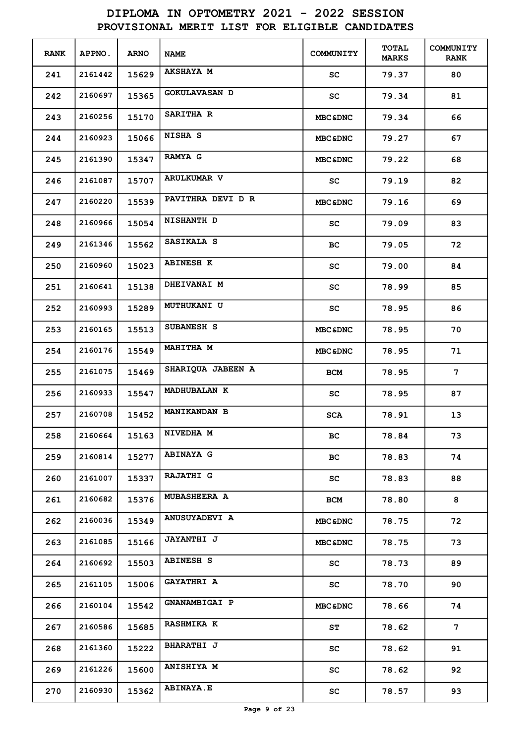# DIPLOMA IN OPTOMETRY 2021 - 2022 SESSION
## PROVISIONAL MERIT LIST FOR ELIGIBLE CANDIDATES

| RANK | APPNO. | ARNO | NAME | COMMUNITY | TOTAL MARKS | COMMUNITY RANK |
|---|---|---|---|---|---|---|
| 241 | 2161442 | 15629 | AKSHAYA M | SC | 79.37 | 80 |
| 242 | 2160697 | 15365 | GOKULAVASAN D | SC | 79.34 | 81 |
| 243 | 2160256 | 15170 | SARITHA R | MBC&DNC | 79.34 | 66 |
| 244 | 2160923 | 15066 | NISHA S | MBC&DNC | 79.27 | 67 |
| 245 | 2161390 | 15347 | RAMYA G | MBC&DNC | 79.22 | 68 |
| 246 | 2161087 | 15707 | ARULKUMAR V | SC | 79.19 | 82 |
| 247 | 2160220 | 15539 | PAVITHRA DEVI D R | MBC&DNC | 79.16 | 69 |
| 248 | 2160966 | 15054 | NISHANTH D | SC | 79.09 | 83 |
| 249 | 2161346 | 15562 | SASIKALA S | BC | 79.05 | 72 |
| 250 | 2160960 | 15023 | ABINESH K | SC | 79.00 | 84 |
| 251 | 2160641 | 15138 | DHEIVANAI M | SC | 78.99 | 85 |
| 252 | 2160993 | 15289 | MUTHUKANI U | SC | 78.95 | 86 |
| 253 | 2160165 | 15513 | SUBANESH S | MBC&DNC | 78.95 | 70 |
| 254 | 2160176 | 15549 | MAHITHA M | MBC&DNC | 78.95 | 71 |
| 255 | 2161075 | 15469 | SHARIQUA JABEEN A | BCM | 78.95 | 7 |
| 256 | 2160933 | 15547 | MADHUBALAN K | SC | 78.95 | 87 |
| 257 | 2160708 | 15452 | MANIKANDAN B | SCA | 78.91 | 13 |
| 258 | 2160664 | 15163 | NIVEDHA M | BC | 78.84 | 73 |
| 259 | 2160814 | 15277 | ABINAYA G | BC | 78.83 | 74 |
| 260 | 2161007 | 15337 | RAJATHI G | SC | 78.83 | 88 |
| 261 | 2160682 | 15376 | MUBASHEERA A | BCM | 78.80 | 8 |
| 262 | 2160036 | 15349 | ANUSUYADEVI A | MBC&DNC | 78.75 | 72 |
| 263 | 2161085 | 15166 | JAYANTHI J | MBC&DNC | 78.75 | 73 |
| 264 | 2160692 | 15503 | ABINESH S | SC | 78.73 | 89 |
| 265 | 2161105 | 15006 | GAYATHRI A | SC | 78.70 | 90 |
| 266 | 2160104 | 15542 | GNANAMBIGAI P | MBC&DNC | 78.66 | 74 |
| 267 | 2160586 | 15685 | RASHMIKA K | ST | 78.62 | 7 |
| 268 | 2161360 | 15222 | BHARATHI J | SC | 78.62 | 91 |
| 269 | 2161226 | 15600 | ANISHIYA M | SC | 78.62 | 92 |
| 270 | 2160930 | 15362 | ABINAYA.E | SC | 78.57 | 93 |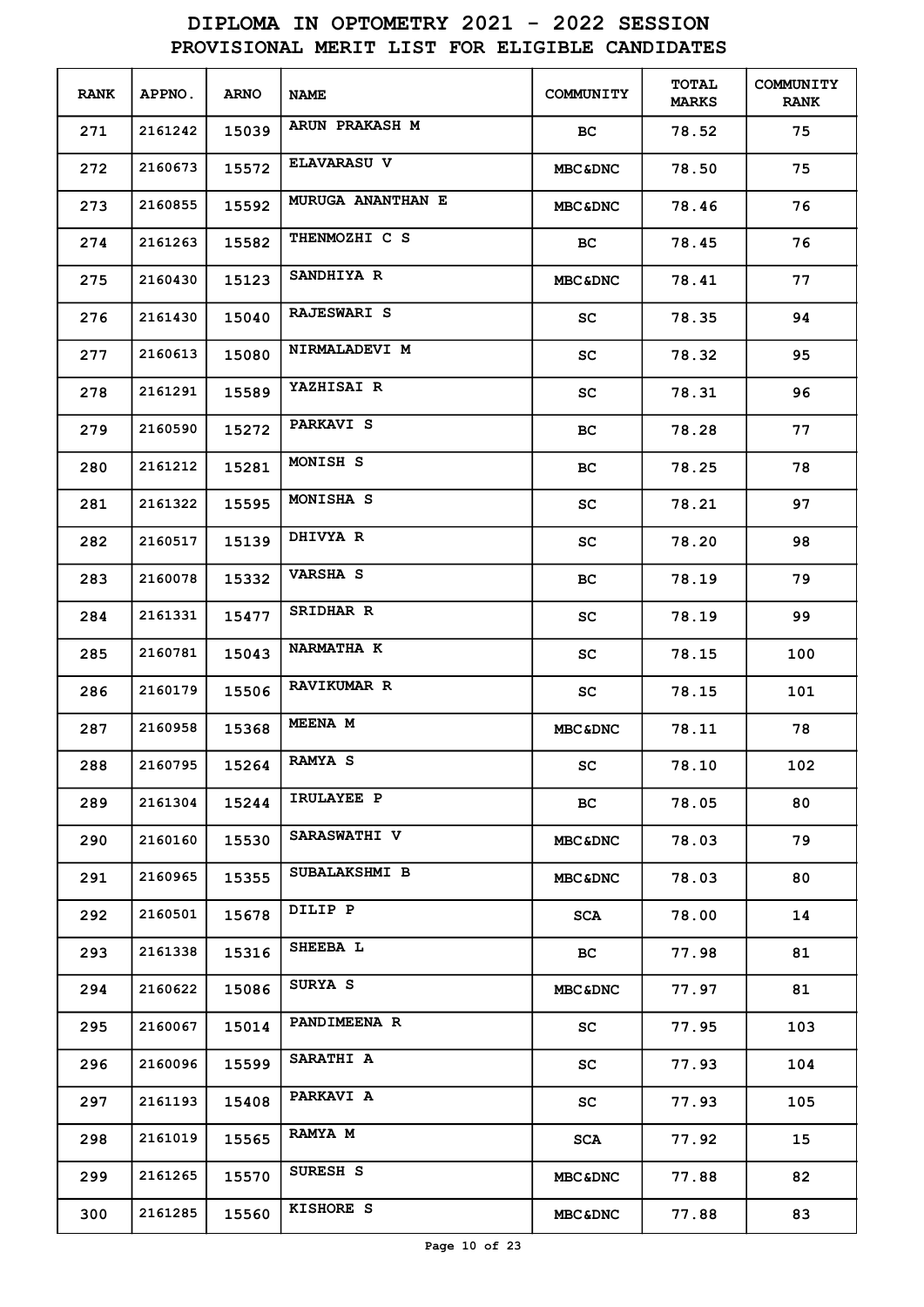# DIPLOMA IN OPTOMETRY 2021 - 2022 SESSION
## PROVISIONAL MERIT LIST FOR ELIGIBLE CANDIDATES

| RANK | APPNO. | ARNO | NAME | COMMUNITY | TOTAL MARKS | COMMUNITY RANK |
|---|---|---|---|---|---|---|
| 271 | 2161242 | 15039 | ARUN PRAKASH M | BC | 78.52 | 75 |
| 272 | 2160673 | 15572 | ELAVARASU V | MBC&DNC | 78.50 | 75 |
| 273 | 2160855 | 15592 | MURUGA ANANTHAN E | MBC&DNC | 78.46 | 76 |
| 274 | 2161263 | 15582 | THENMOZHI C S | BC | 78.45 | 76 |
| 275 | 2160430 | 15123 | SANDHIYA R | MBC&DNC | 78.41 | 77 |
| 276 | 2161430 | 15040 | RAJESWARI S | SC | 78.35 | 94 |
| 277 | 2160613 | 15080 | NIRMALADEVI M | SC | 78.32 | 95 |
| 278 | 2161291 | 15589 | YAZHISAI R | SC | 78.31 | 96 |
| 279 | 2160590 | 15272 | PARKAVI S | BC | 78.28 | 77 |
| 280 | 2161212 | 15281 | MONISH S | BC | 78.25 | 78 |
| 281 | 2161322 | 15595 | MONISHA S | SC | 78.21 | 97 |
| 282 | 2160517 | 15139 | DHIVYA R | SC | 78.20 | 98 |
| 283 | 2160078 | 15332 | VARSHA S | BC | 78.19 | 79 |
| 284 | 2161331 | 15477 | SRIDHAR R | SC | 78.19 | 99 |
| 285 | 2160781 | 15043 | NARMATHA K | SC | 78.15 | 100 |
| 286 | 2160179 | 15506 | RAVIKUMAR R | SC | 78.15 | 101 |
| 287 | 2160958 | 15368 | MEENA M | MBC&DNC | 78.11 | 78 |
| 288 | 2160795 | 15264 | RAMYA S | SC | 78.10 | 102 |
| 289 | 2161304 | 15244 | IRULAYEE P | BC | 78.05 | 80 |
| 290 | 2160160 | 15530 | SARASWATHI V | MBC&DNC | 78.03 | 79 |
| 291 | 2160965 | 15355 | SUBALAKSHMI B | MBC&DNC | 78.03 | 80 |
| 292 | 2160501 | 15678 | DILIP P | SCA | 78.00 | 14 |
| 293 | 2161338 | 15316 | SHEEBA L | BC | 77.98 | 81 |
| 294 | 2160622 | 15086 | SURYA S | MBC&DNC | 77.97 | 81 |
| 295 | 2160067 | 15014 | PANDIMEENA R | SC | 77.95 | 103 |
| 296 | 2160096 | 15599 | SARATHI A | SC | 77.93 | 104 |
| 297 | 2161193 | 15408 | PARKAVI A | SC | 77.93 | 105 |
| 298 | 2161019 | 15565 | RAMYA M | SCA | 77.92 | 15 |
| 299 | 2161265 | 15570 | SURESH S | MBC&DNC | 77.88 | 82 |
| 300 | 2161285 | 15560 | KISHORE S | MBC&DNC | 77.88 | 83 |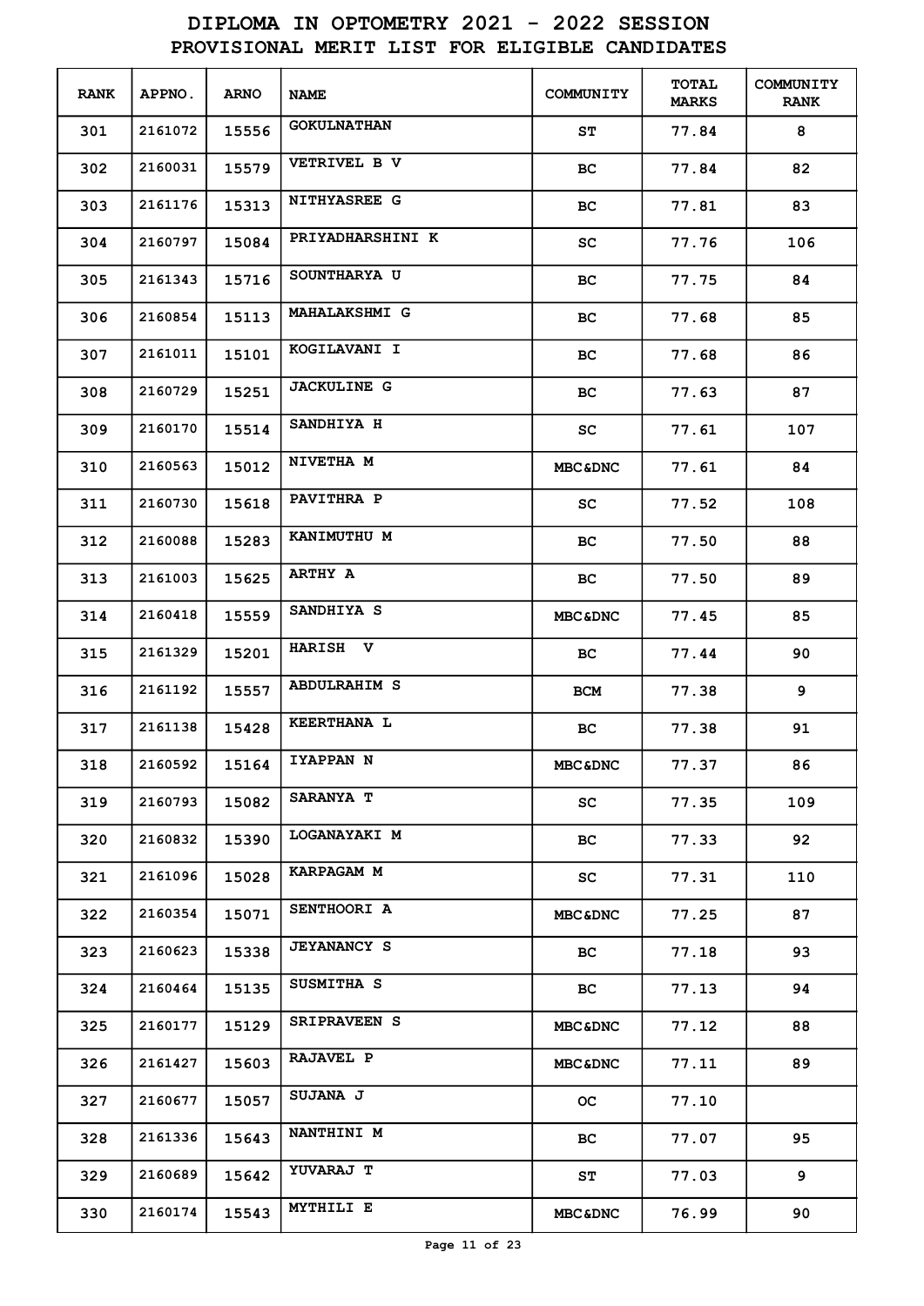# DIPLOMA IN OPTOMETRY 2021 - 2022 SESSION
## PROVISIONAL MERIT LIST FOR ELIGIBLE CANDIDATES

| RANK | APPNO. | ARNO | NAME | COMMUNITY | TOTAL MARKS | COMMUNITY RANK |
|---|---|---|---|---|---|---|
| 301 | 2161072 | 15556 | GOKULNATHAN | ST | 77.84 | 8 |
| 302 | 2160031 | 15579 | VETRIVEL B V | BC | 77.84 | 82 |
| 303 | 2161176 | 15313 | NITHYASREE G | BC | 77.81 | 83 |
| 304 | 2160797 | 15084 | PRIYADHARSHINI K | SC | 77.76 | 106 |
| 305 | 2161343 | 15716 | SOUNTHARYA U | BC | 77.75 | 84 |
| 306 | 2160854 | 15113 | MAHALAKSHMI G | BC | 77.68 | 85 |
| 307 | 2161011 | 15101 | KOGILAVANI I | BC | 77.68 | 86 |
| 308 | 2160729 | 15251 | JACKULINE G | BC | 77.63 | 87 |
| 309 | 2160170 | 15514 | SANDHIYA H | SC | 77.61 | 107 |
| 310 | 2160563 | 15012 | NIVETHA M | MBC&DNC | 77.61 | 84 |
| 311 | 2160730 | 15618 | PAVITHRA P | SC | 77.52 | 108 |
| 312 | 2160088 | 15283 | KANIMUTHU M | BC | 77.50 | 88 |
| 313 | 2161003 | 15625 | ARTHY A | BC | 77.50 | 89 |
| 314 | 2160418 | 15559 | SANDHIYA S | MBC&DNC | 77.45 | 85 |
| 315 | 2161329 | 15201 | HARISH V | BC | 77.44 | 90 |
| 316 | 2161192 | 15557 | ABDULRAHIM S | BCM | 77.38 | 9 |
| 317 | 2161138 | 15428 | KEERTHANA L | BC | 77.38 | 91 |
| 318 | 2160592 | 15164 | IYAPPAN N | MBC&DNC | 77.37 | 86 |
| 319 | 2160793 | 15082 | SARANYA T | SC | 77.35 | 109 |
| 320 | 2160832 | 15390 | LOGANAYAKI M | BC | 77.33 | 92 |
| 321 | 2161096 | 15028 | KARPAGAM M | SC | 77.31 | 110 |
| 322 | 2160354 | 15071 | SENTHOORI A | MBC&DNC | 77.25 | 87 |
| 323 | 2160623 | 15338 | JEYANANCY S | BC | 77.18 | 93 |
| 324 | 2160464 | 15135 | SUSMITHA S | BC | 77.13 | 94 |
| 325 | 2160177 | 15129 | SRIPRAVEEN S | MBC&DNC | 77.12 | 88 |
| 326 | 2161427 | 15603 | RAJAVEL P | MBC&DNC | 77.11 | 89 |
| 327 | 2160677 | 15057 | SUJANA J | OC | 77.10 | |
| 328 | 2161336 | 15643 | NANTHINI M | BC | 77.07 | 95 |
| 329 | 2160689 | 15642 | YUVARAJ T | ST | 77.03 | 9 |
| 330 | 2160174 | 15543 | MYTHILI E | MBC&DNC | 76.99 | 90 |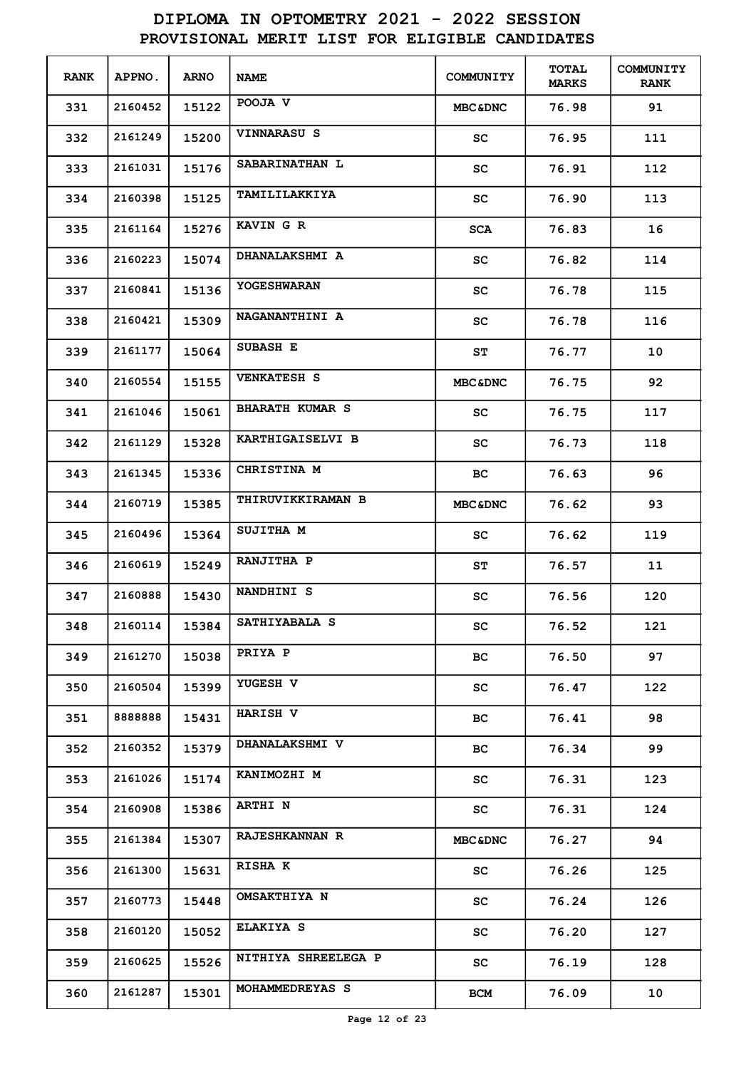# DIPLOMA IN OPTOMETRY 2021 - 2022 SESSION
## PROVISIONAL MERIT LIST FOR ELIGIBLE CANDIDATES

| RANK | APPNO. | ARNO | NAME | COMMUNITY | TOTAL MARKS | COMMUNITY RANK |
|---|---|---|---|---|---|---|
| 331 | 2160452 | 15122 | POOJA V | MBC&DNC | 76.98 | 91 |
| 332 | 2161249 | 15200 | VINNARASU S | SC | 76.95 | 111 |
| 333 | 2161031 | 15176 | SABARINATHAN L | SC | 76.91 | 112 |
| 334 | 2160398 | 15125 | TAMILILAKKIYA | SC | 76.90 | 113 |
| 335 | 2161164 | 15276 | KAVIN G R | SCA | 76.83 | 16 |
| 336 | 2160223 | 15074 | DHANALAKSHMI A | SC | 76.82 | 114 |
| 337 | 2160841 | 15136 | YOGESHWARAN | SC | 76.78 | 115 |
| 338 | 2160421 | 15309 | NAGANANTHINI A | SC | 76.78 | 116 |
| 339 | 2161177 | 15064 | SUBASH E | ST | 76.77 | 10 |
| 340 | 2160554 | 15155 | VENKATESH S | MBC&DNC | 76.75 | 92 |
| 341 | 2161046 | 15061 | BHARATH KUMAR S | SC | 76.75 | 117 |
| 342 | 2161129 | 15328 | KARTHIGAISELVI B | SC | 76.73 | 118 |
| 343 | 2161345 | 15336 | CHRISTINA M | BC | 76.63 | 96 |
| 344 | 2160719 | 15385 | THIRUVIKKIRAMAN B | MBC&DNC | 76.62 | 93 |
| 345 | 2160496 | 15364 | SUJITHA M | SC | 76.62 | 119 |
| 346 | 2160619 | 15249 | RANJITHA P | ST | 76.57 | 11 |
| 347 | 2160888 | 15430 | NANDHINI S | SC | 76.56 | 120 |
| 348 | 2160114 | 15384 | SATHIYABALA S | SC | 76.52 | 121 |
| 349 | 2161270 | 15038 | PRIYA P | BC | 76.50 | 97 |
| 350 | 2160504 | 15399 | YUGESH V | SC | 76.47 | 122 |
| 351 | 8888888 | 15431 | HARISH V | BC | 76.41 | 98 |
| 352 | 2160352 | 15379 | DHANALAKSHMI V | BC | 76.34 | 99 |
| 353 | 2161026 | 15174 | KANIMOZHI M | SC | 76.31 | 123 |
| 354 | 2160908 | 15386 | ARTHI N | SC | 76.31 | 124 |
| 355 | 2161384 | 15307 | RAJESHKANNAN R | MBC&DNC | 76.27 | 94 |
| 356 | 2161300 | 15631 | RISHA K | SC | 76.26 | 125 |
| 357 | 2160773 | 15448 | OMSAKTHIYA N | SC | 76.24 | 126 |
| 358 | 2160120 | 15052 | ELAKIYA S | SC | 76.20 | 127 |
| 359 | 2160625 | 15526 | NITHIYA SHREELEGA P | SC | 76.19 | 128 |
| 360 | 2161287 | 15301 | MOHAMMEDREYAS S | BCM | 76.09 | 10 |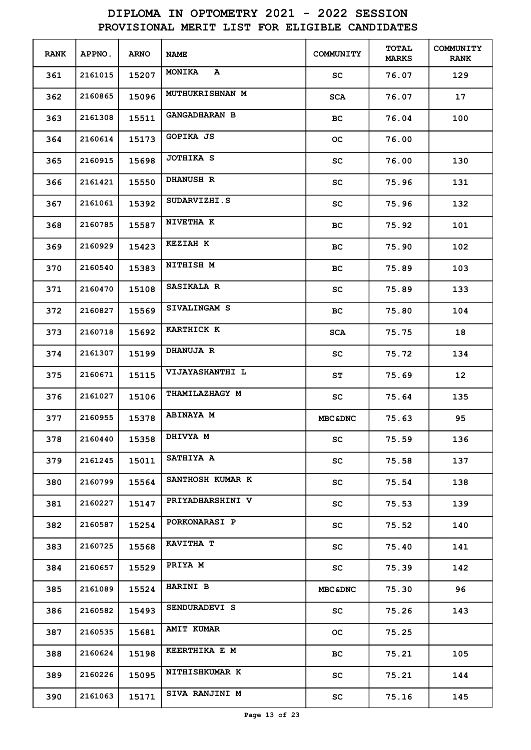# DIPLOMA IN OPTOMETRY 2021 - 2022 SESSION
## PROVISIONAL MERIT LIST FOR ELIGIBLE CANDIDATES

| RANK | APPNO. | ARNO | NAME | COMMUNITY | TOTAL MARKS | COMMUNITY RANK |
|---|---|---|---|---|---|---|
| 361 | 2161015 | 15207 | MONIKA A | SC | 76.07 | 129 |
| 362 | 2160865 | 15096 | MUTHUKRISHNAN M | SCA | 76.07 | 17 |
| 363 | 2161308 | 15511 | GANGADHARAN B | BC | 76.04 | 100 |
| 364 | 2160614 | 15173 | GOPIKA JS | OC | 76.00 | |
| 365 | 2160915 | 15698 | JOTHIKA S | SC | 76.00 | 130 |
| 366 | 2161421 | 15550 | DHANUSH R | SC | 75.96 | 131 |
| 367 | 2161061 | 15392 | SUDARVIZHI.S | SC | 75.96 | 132 |
| 368 | 2160785 | 15587 | NIVETHA K | BC | 75.92 | 101 |
| 369 | 2160929 | 15423 | KEZIAH K | BC | 75.90 | 102 |
| 370 | 2160540 | 15383 | NITHISH M | BC | 75.89 | 103 |
| 371 | 2160470 | 15108 | SASIKALA R | SC | 75.89 | 133 |
| 372 | 2160827 | 15569 | SIVALINGAM S | BC | 75.80 | 104 |
| 373 | 2160718 | 15692 | KARTHICK K | SCA | 75.75 | 18 |
| 374 | 2161307 | 15199 | DHANUJA R | SC | 75.72 | 134 |
| 375 | 2160671 | 15115 | VIJAYASHANTHI L | ST | 75.69 | 12 |
| 376 | 2161027 | 15106 | THAMILAZHAGY M | SC | 75.64 | 135 |
| 377 | 2160955 | 15378 | ABINAYA M | MBC&DNC | 75.63 | 95 |
| 378 | 2160440 | 15358 | DHIVYA M | SC | 75.59 | 136 |
| 379 | 2161245 | 15011 | SATHIYA A | SC | 75.58 | 137 |
| 380 | 2160799 | 15564 | SANTHOSH KUMAR K | SC | 75.54 | 138 |
| 381 | 2160227 | 15147 | PRIYADHARSHINI V | SC | 75.53 | 139 |
| 382 | 2160587 | 15254 | PORKONARASI P | SC | 75.52 | 140 |
| 383 | 2160725 | 15568 | KAVITHA T | SC | 75.40 | 141 |
| 384 | 2160657 | 15529 | PRIYA M | SC | 75.39 | 142 |
| 385 | 2161089 | 15524 | HARINI B | MBC&DNC | 75.30 | 96 |
| 386 | 2160582 | 15493 | SENDURADEVI S | SC | 75.26 | 143 |
| 387 | 2160535 | 15681 | AMIT KUMAR | OC | 75.25 | |
| 388 | 2160624 | 15198 | KEERTHIKA E M | BC | 75.21 | 105 |
| 389 | 2160226 | 15095 | NITHISHKUMAR K | SC | 75.21 | 144 |
| 390 | 2161063 | 15171 | SIVA RANJINI M | SC | 75.16 | 145 |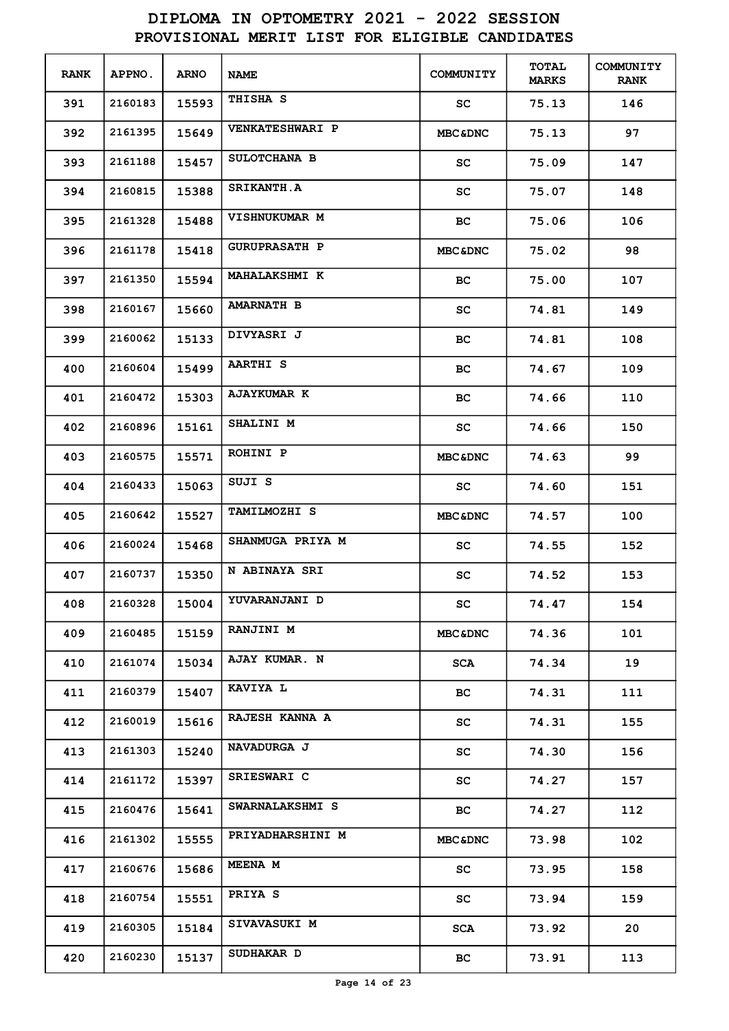# DIPLOMA IN OPTOMETRY 2021 - 2022 SESSION

## PROVISIONAL MERIT LIST FOR ELIGIBLE CANDIDATES

| RANK | APPNO. | ARNO | NAME | COMMUNITY | TOTAL MARKS | COMMUNITY RANK |
|---|---|---|---|---|---|---|
| 391 | 2160183 | 15593 | THISHA S | SC | 75.13 | 146 |
| 392 | 2161395 | 15649 | VENKATESHWARI P | MBC&DNC | 75.13 | 97 |
| 393 | 2161188 | 15457 | SULOTCHANA B | SC | 75.09 | 147 |
| 394 | 2160815 | 15388 | SRIKANTH.A | SC | 75.07 | 148 |
| 395 | 2161328 | 15488 | VISHNUKUMAR M | BC | 75.06 | 106 |
| 396 | 2161178 | 15418 | GURUPRASATH P | MBC&DNC | 75.02 | 98 |
| 397 | 2161350 | 15594 | MAHALAKSHMI K | BC | 75.00 | 107 |
| 398 | 2160167 | 15660 | AMARNATH B | SC | 74.81 | 149 |
| 399 | 2160062 | 15133 | DIVYASRI J | BC | 74.81 | 108 |
| 400 | 2160604 | 15499 | AARTHI S | BC | 74.67 | 109 |
| 401 | 2160472 | 15303 | AJAYKUMAR K | BC | 74.66 | 110 |
| 402 | 2160896 | 15161 | SHALINI M | SC | 74.66 | 150 |
| 403 | 2160575 | 15571 | ROHINI P | MBC&DNC | 74.63 | 99 |
| 404 | 2160433 | 15063 | SUJI S | SC | 74.60 | 151 |
| 405 | 2160642 | 15527 | TAMILMOZHI S | MBC&DNC | 74.57 | 100 |
| 406 | 2160024 | 15468 | SHANMUGA PRIYA M | SC | 74.55 | 152 |
| 407 | 2160737 | 15350 | N ABINAYA SRI | SC | 74.52 | 153 |
| 408 | 2160328 | 15004 | YUVARANJANI D | SC | 74.47 | 154 |
| 409 | 2160485 | 15159 | RANJINI M | MBC&DNC | 74.36 | 101 |
| 410 | 2161074 | 15034 | AJAY KUMAR. N | SCA | 74.34 | 19 |
| 411 | 2160379 | 15407 | KAVIYA L | BC | 74.31 | 111 |
| 412 | 2160019 | 15616 | RAJESH KANNA A | SC | 74.31 | 155 |
| 413 | 2161303 | 15240 | NAVADURGA J | SC | 74.30 | 156 |
| 414 | 2161172 | 15397 | SRIESWARI C | SC | 74.27 | 157 |
| 415 | 2160476 | 15641 | SWARNALAKSHMI S | BC | 74.27 | 112 |
| 416 | 2161302 | 15555 | PRIYADHARSHINI M | MBC&DNC | 73.98 | 102 |
| 417 | 2160676 | 15686 | MEENA M | SC | 73.95 | 158 |
| 418 | 2160754 | 15551 | PRIYA S | SC | 73.94 | 159 |
| 419 | 2160305 | 15184 | SIVAVASUKI M | SCA | 73.92 | 20 |
| 420 | 2160230 | 15137 | SUDHAKAR D | BC | 73.91 | 113 |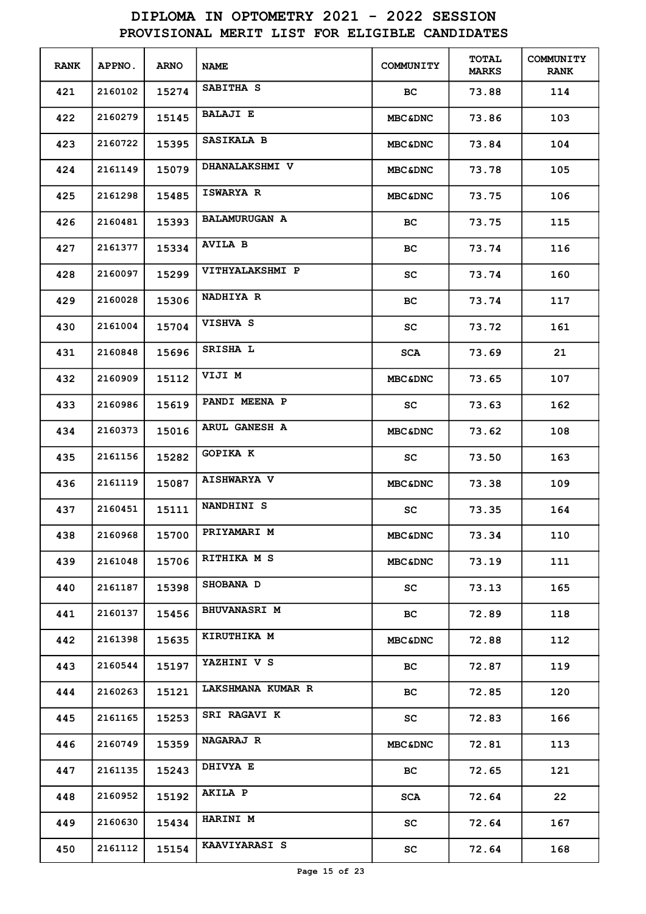# DIPLOMA IN OPTOMETRY 2021 - 2022 SESSION
## PROVISIONAL MERIT LIST FOR ELIGIBLE CANDIDATES

| RANK | APPNO. | ARNO | NAME | COMMUNITY | TOTAL MARKS | COMMUNITY RANK |
|---|---|---|---|---|---|---|
| 421 | 2160102 | 15274 | SABITHA S | BC | 73.88 | 114 |
| 422 | 2160279 | 15145 | BALAJI E | MBC&DNC | 73.86 | 103 |
| 423 | 2160722 | 15395 | SASIKALA B | MBC&DNC | 73.84 | 104 |
| 424 | 2161149 | 15079 | DHANALAKSHMI V | MBC&DNC | 73.78 | 105 |
| 425 | 2161298 | 15485 | ISWARYA R | MBC&DNC | 73.75 | 106 |
| 426 | 2160481 | 15393 | BALAMURUGAN A | BC | 73.75 | 115 |
| 427 | 2161377 | 15334 | AVILA B | BC | 73.74 | 116 |
| 428 | 2160097 | 15299 | VITHYALAKSHMI P | SC | 73.74 | 160 |
| 429 | 2160028 | 15306 | NADHIYA R | BC | 73.74 | 117 |
| 430 | 2161004 | 15704 | VISHVA S | SC | 73.72 | 161 |
| 431 | 2160848 | 15696 | SRISHA L | SCA | 73.69 | 21 |
| 432 | 2160909 | 15112 | VIJI M | MBC&DNC | 73.65 | 107 |
| 433 | 2160986 | 15619 | PANDI MEENA P | SC | 73.63 | 162 |
| 434 | 2160373 | 15016 | ARUL GANESH A | MBC&DNC | 73.62 | 108 |
| 435 | 2161156 | 15282 | GOPIKA K | SC | 73.50 | 163 |
| 436 | 2161119 | 15087 | AISHWARYA V | MBC&DNC | 73.38 | 109 |
| 437 | 2160451 | 15111 | NANDHINI S | SC | 73.35 | 164 |
| 438 | 2160968 | 15700 | PRIYAMARI M | MBC&DNC | 73.34 | 110 |
| 439 | 2161048 | 15706 | RITHIKA M S | MBC&DNC | 73.19 | 111 |
| 440 | 2161187 | 15398 | SHOBANA D | SC | 73.13 | 165 |
| 441 | 2160137 | 15456 | BHUVANASRI M | BC | 72.89 | 118 |
| 442 | 2161398 | 15635 | KIRUTHIKA M | MBC&DNC | 72.88 | 112 |
| 443 | 2160544 | 15197 | YAZHINI V S | BC | 72.87 | 119 |
| 444 | 2160263 | 15121 | LAKSHMANA KUMAR R | BC | 72.85 | 120 |
| 445 | 2161165 | 15253 | SRI RAGAVI K | SC | 72.83 | 166 |
| 446 | 2160749 | 15359 | NAGARAJ R | MBC&DNC | 72.81 | 113 |
| 447 | 2161135 | 15243 | DHIVYA E | BC | 72.65 | 121 |
| 448 | 2160952 | 15192 | AKILA P | SCA | 72.64 | 22 |
| 449 | 2160630 | 15434 | HARINI M | SC | 72.64 | 167 |
| 450 | 2161112 | 15154 | KAAVIYARASI S | SC | 72.64 | 168 |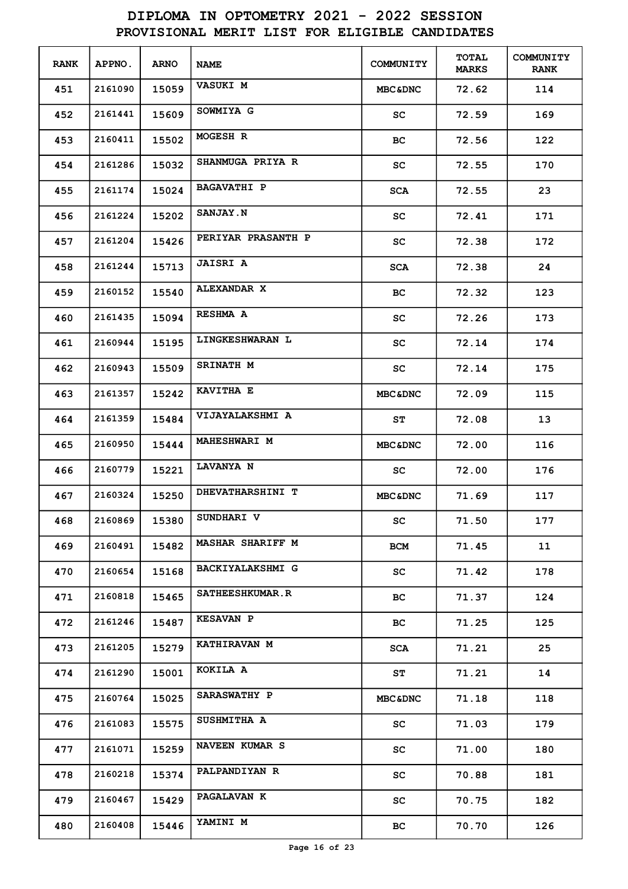# DIPLOMA IN OPTOMETRY 2021 - 2022 SESSION

## PROVISIONAL MERIT LIST FOR ELIGIBLE CANDIDATES

| RANK | APPNO. | ARNO | NAME | COMMUNITY | TOTAL MARKS | COMMUNITY RANK |
|---|---|---|---|---|---|---|
| 451 | 2161090 | 15059 | VASUKI M | MBC&DNC | 72.62 | 114 |
| 452 | 2161441 | 15609 | SOWMIYA G | SC | 72.59 | 169 |
| 453 | 2160411 | 15502 | MOGESH R | BC | 72.56 | 122 |
| 454 | 2161286 | 15032 | SHANMUGA PRIYA R | SC | 72.55 | 170 |
| 455 | 2161174 | 15024 | BAGAVATHI P | SCA | 72.55 | 23 |
| 456 | 2161224 | 15202 | SANJAY.N | SC | 72.41 | 171 |
| 457 | 2161204 | 15426 | PERIYAR PRASANTH P | SC | 72.38 | 172 |
| 458 | 2161244 | 15713 | JAISRI A | SCA | 72.38 | 24 |
| 459 | 2160152 | 15540 | ALEXANDAR X | BC | 72.32 | 123 |
| 460 | 2161435 | 15094 | RESHMA A | SC | 72.26 | 173 |
| 461 | 2160944 | 15195 | LINGKESHWARAN L | SC | 72.14 | 174 |
| 462 | 2160943 | 15509 | SRINATH M | SC | 72.14 | 175 |
| 463 | 2161357 | 15242 | KAVITHA E | MBC&DNC | 72.09 | 115 |
| 464 | 2161359 | 15484 | VIJAYALAKSHMI A | ST | 72.08 | 13 |
| 465 | 2160950 | 15444 | MAHESHWARI M | MBC&DNC | 72.00 | 116 |
| 466 | 2160779 | 15221 | LAVANYA N | SC | 72.00 | 176 |
| 467 | 2160324 | 15250 | DHEVATHARSHINI T | MBC&DNC | 71.69 | 117 |
| 468 | 2160869 | 15380 | SUNDHARI V | SC | 71.50 | 177 |
| 469 | 2160491 | 15482 | MASHAR SHARIFF M | BCM | 71.45 | 11 |
| 470 | 2160654 | 15168 | BACKIYALAKSHMI G | SC | 71.42 | 178 |
| 471 | 2160818 | 15465 | SATHEESHKUMAR.R | BC | 71.37 | 124 |
| 472 | 2161246 | 15487 | KESAVAN P | BC | 71.25 | 125 |
| 473 | 2161205 | 15279 | KATHIRAVAN M | SCA | 71.21 | 25 |
| 474 | 2161290 | 15001 | KOKILA A | ST | 71.21 | 14 |
| 475 | 2160764 | 15025 | SARASWATHY P | MBC&DNC | 71.18 | 118 |
| 476 | 2161083 | 15575 | SUSHMITHA A | SC | 71.03 | 179 |
| 477 | 2161071 | 15259 | NAVEEN KUMAR S | SC | 71.00 | 180 |
| 478 | 2160218 | 15374 | PALPANDIYAN R | SC | 70.88 | 181 |
| 479 | 2160467 | 15429 | PAGALAVAN K | SC | 70.75 | 182 |
| 480 | 2160408 | 15446 | YAMINI M | BC | 70.70 | 126 |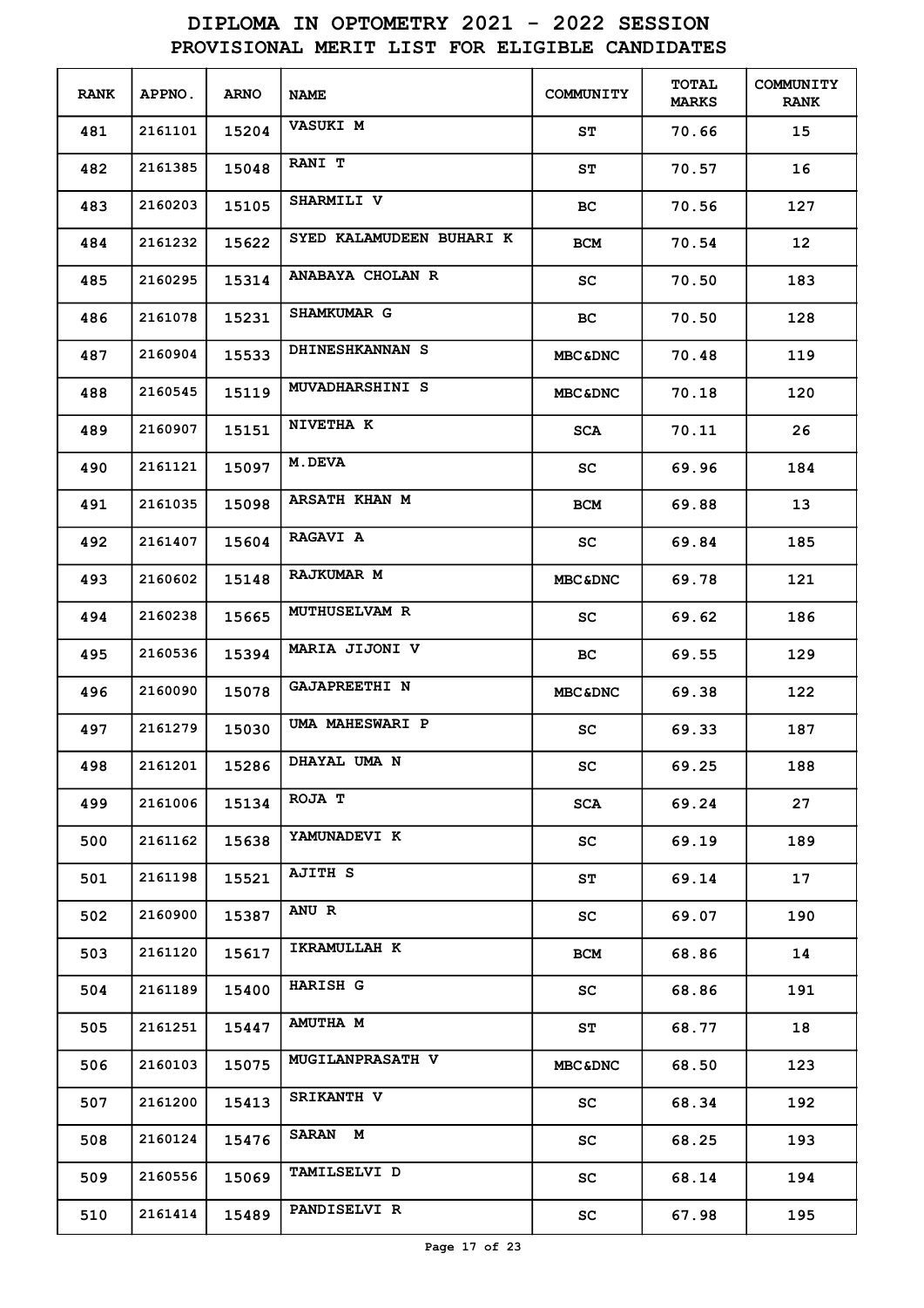# DIPLOMA IN OPTOMETRY 2021 - 2022 SESSION

## PROVISIONAL MERIT LIST FOR ELIGIBLE CANDIDATES

| RANK | APPNO. | ARNO | NAME | COMMUNITY | TOTAL MARKS | COMMUNITY RANK |
|---|---|---|---|---|---|---|
| 481 | 2161101 | 15204 | VASUKI M | ST | 70.66 | 15 |
| 482 | 2161385 | 15048 | RANI T | ST | 70.57 | 16 |
| 483 | 2160203 | 15105 | SHARMILI V | BC | 70.56 | 127 |
| 484 | 2161232 | 15622 | SYED KALAMUDEEN BUHARI K | BCM | 70.54 | 12 |
| 485 | 2160295 | 15314 | ANABAYA CHOLAN R | SC | 70.50 | 183 |
| 486 | 2161078 | 15231 | SHAMKUMAR G | BC | 70.50 | 128 |
| 487 | 2160904 | 15533 | DHINESHKANNAN S | MBC&DNC | 70.48 | 119 |
| 488 | 2160545 | 15119 | MUVADHARSHINI S | MBC&DNC | 70.18 | 120 |
| 489 | 2160907 | 15151 | NIVETHA K | SCA | 70.11 | 26 |
| 490 | 2161121 | 15097 | M.DEVA | SC | 69.96 | 184 |
| 491 | 2161035 | 15098 | ARSATH KHAN M | BCM | 69.88 | 13 |
| 492 | 2161407 | 15604 | RAGAVI A | SC | 69.84 | 185 |
| 493 | 2160602 | 15148 | RAJKUMAR M | MBC&DNC | 69.78 | 121 |
| 494 | 2160238 | 15665 | MUTHUSELVAM R | SC | 69.62 | 186 |
| 495 | 2160536 | 15394 | MARIA JIJONI V | BC | 69.55 | 129 |
| 496 | 2160090 | 15078 | GAJAPREETHI N | MBC&DNC | 69.38 | 122 |
| 497 | 2161279 | 15030 | UMA MAHESWARI P | SC | 69.33 | 187 |
| 498 | 2161201 | 15286 | DHAYAL UMA N | SC | 69.25 | 188 |
| 499 | 2161006 | 15134 | ROJA T | SCA | 69.24 | 27 |
| 500 | 2161162 | 15638 | YAMUNADEVI K | SC | 69.19 | 189 |
| 501 | 2161198 | 15521 | AJITH S | ST | 69.14 | 17 |
| 502 | 2160900 | 15387 | ANU R | SC | 69.07 | 190 |
| 503 | 2161120 | 15617 | IKRAMULLAH K | BCM | 68.86 | 14 |
| 504 | 2161189 | 15400 | HARISH G | SC | 68.86 | 191 |
| 505 | 2161251 | 15447 | AMUTHA M | ST | 68.77 | 18 |
| 506 | 2160103 | 15075 | MUGILANPRASATH V | MBC&DNC | 68.50 | 123 |
| 507 | 2161200 | 15413 | SRIKANTH V | SC | 68.34 | 192 |
| 508 | 2160124 | 15476 | SARAN M | SC | 68.25 | 193 |
| 509 | 2160556 | 15069 | TAMILSELVI D | SC | 68.14 | 194 |
| 510 | 2161414 | 15489 | PANDISELVI R | SC | 67.98 | 195 |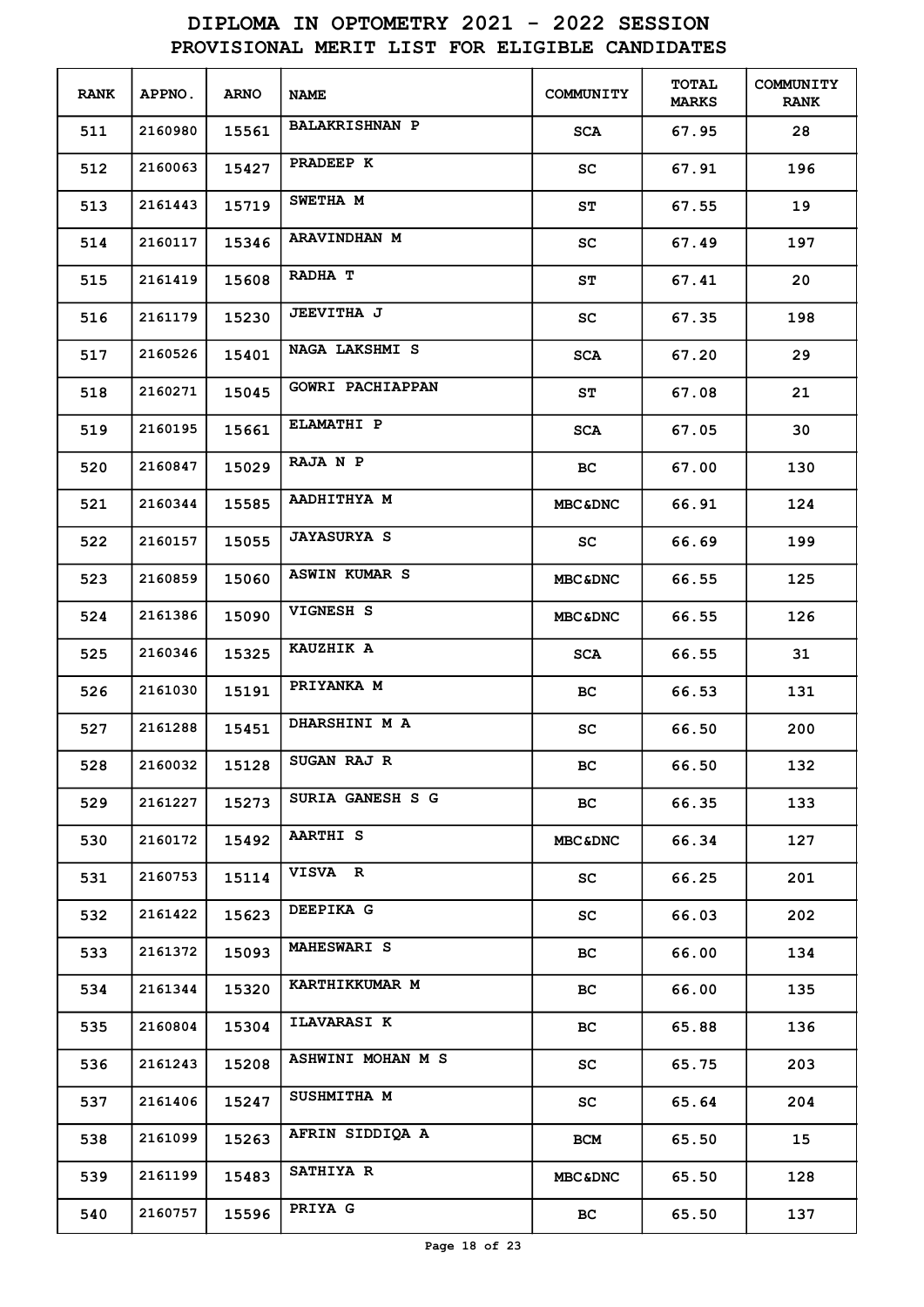# DIPLOMA IN OPTOMETRY 2021 - 2022 SESSION
## PROVISIONAL MERIT LIST FOR ELIGIBLE CANDIDATES

| RANK | APPNO. | ARNO | NAME | COMMUNITY | TOTAL MARKS | COMMUNITY RANK |
|---|---|---|---|---|---|---|
| 511 | 2160980 | 15561 | BALAKRISHNAN P | SCA | 67.95 | 28 |
| 512 | 2160063 | 15427 | PRADEEP K | SC | 67.91 | 196 |
| 513 | 2161443 | 15719 | SWETHA M | ST | 67.55 | 19 |
| 514 | 2160117 | 15346 | ARAVINDHAN M | SC | 67.49 | 197 |
| 515 | 2161419 | 15608 | RADHA T | ST | 67.41 | 20 |
| 516 | 2161179 | 15230 | JEEVITHA J | SC | 67.35 | 198 |
| 517 | 2160526 | 15401 | NAGA LAKSHMI S | SCA | 67.20 | 29 |
| 518 | 2160271 | 15045 | GOWRI PACHIAPPAN | ST | 67.08 | 21 |
| 519 | 2160195 | 15661 | ELAMATHI P | SCA | 67.05 | 30 |
| 520 | 2160847 | 15029 | RAJA N P | BC | 67.00 | 130 |
| 521 | 2160344 | 15585 | AADHITHYA M | MBC&DNC | 66.91 | 124 |
| 522 | 2160157 | 15055 | JAYASURYA S | SC | 66.69 | 199 |
| 523 | 2160859 | 15060 | ASWIN KUMAR S | MBC&DNC | 66.55 | 125 |
| 524 | 2161386 | 15090 | VIGNESH S | MBC&DNC | 66.55 | 126 |
| 525 | 2160346 | 15325 | KAUZHIK A | SCA | 66.55 | 31 |
| 526 | 2161030 | 15191 | PRIYANKA M | BC | 66.53 | 131 |
| 527 | 2161288 | 15451 | DHARSHINI M A | SC | 66.50 | 200 |
| 528 | 2160032 | 15128 | SUGAN RAJ R | BC | 66.50 | 132 |
| 529 | 2161227 | 15273 | SURIA GANESH S G | BC | 66.35 | 133 |
| 530 | 2160172 | 15492 | AARTHI S | MBC&DNC | 66.34 | 127 |
| 531 | 2160753 | 15114 | VISVA R | SC | 66.25 | 201 |
| 532 | 2161422 | 15623 | DEEPIKA G | SC | 66.03 | 202 |
| 533 | 2161372 | 15093 | MAHESWARI S | BC | 66.00 | 134 |
| 534 | 2161344 | 15320 | KARTHIKKUMAR M | BC | 66.00 | 135 |
| 535 | 2160804 | 15304 | ILAVARASI K | BC | 65.88 | 136 |
| 536 | 2161243 | 15208 | ASHWINI MOHAN M S | SC | 65.75 | 203 |
| 537 | 2161406 | 15247 | SUSHMITHA M | SC | 65.64 | 204 |
| 538 | 2161099 | 15263 | AFRIN SIDDIQA A | BCM | 65.50 | 15 |
| 539 | 2161199 | 15483 | SATHIYA R | MBC&DNC | 65.50 | 128 |
| 540 | 2160757 | 15596 | PRIYA G | BC | 65.50 | 137 |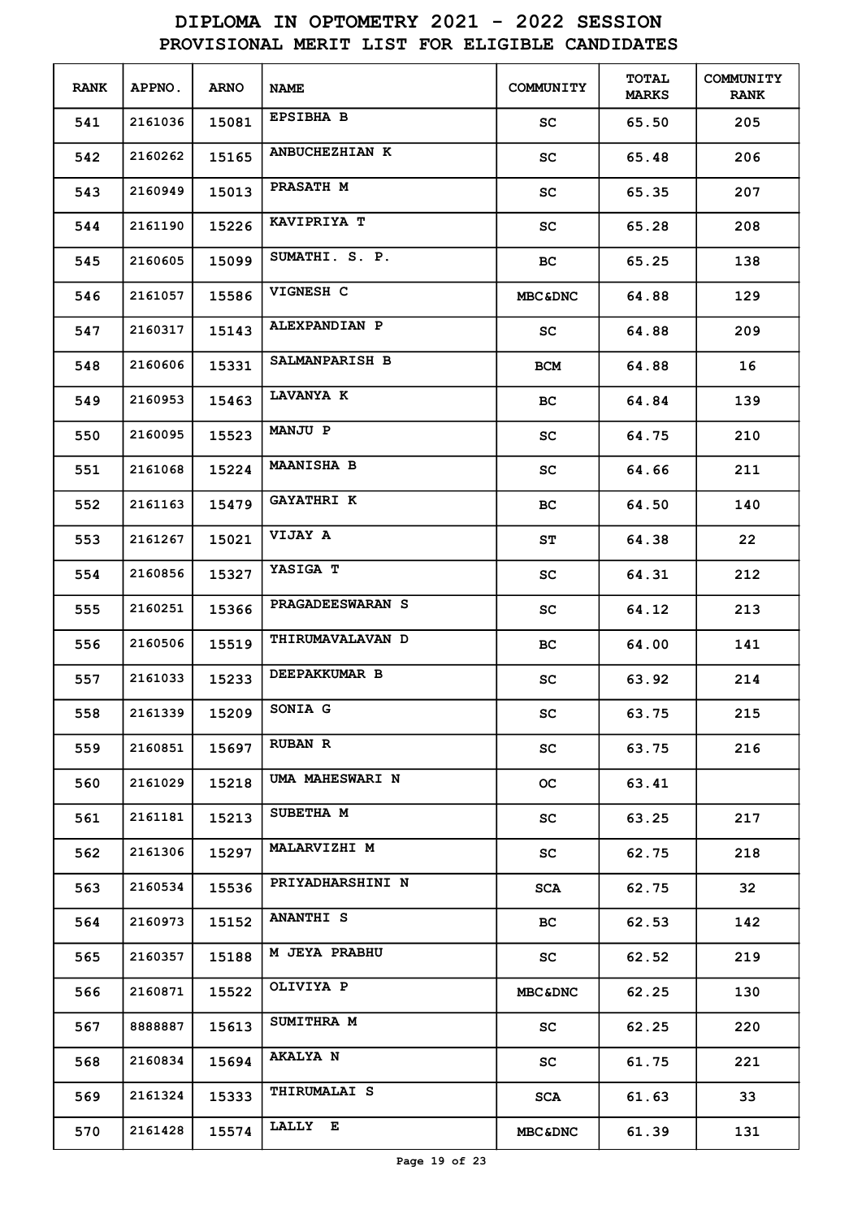# DIPLOMA IN OPTOMETRY 2021 - 2022 SESSION
## PROVISIONAL MERIT LIST FOR ELIGIBLE CANDIDATES

| RANK | APPNO. | ARNO | NAME | COMMUNITY | TOTAL MARKS | COMMUNITY RANK |
|---|---|---|---|---|---|---|
| 541 | 2161036 | 15081 | EPSIBHA B | SC | 65.50 | 205 |
| 542 | 2160262 | 15165 | ANBUCHEZHIAN K | SC | 65.48 | 206 |
| 543 | 2160949 | 15013 | PRASATH M | SC | 65.35 | 207 |
| 544 | 2161190 | 15226 | KAVIPRIYA T | SC | 65.28 | 208 |
| 545 | 2160605 | 15099 | SUMATHI. S. P. | BC | 65.25 | 138 |
| 546 | 2161057 | 15586 | VIGNESH C | MBC&DNC | 64.88 | 129 |
| 547 | 2160317 | 15143 | ALEXPANDIAN P | SC | 64.88 | 209 |
| 548 | 2160606 | 15331 | SALMANPARISH B | BCM | 64.88 | 16 |
| 549 | 2160953 | 15463 | LAVANYA K | BC | 64.84 | 139 |
| 550 | 2160095 | 15523 | MANJU P | SC | 64.75 | 210 |
| 551 | 2161068 | 15224 | MAANISHA B | SC | 64.66 | 211 |
| 552 | 2161163 | 15479 | GAYATHRI K | BC | 64.50 | 140 |
| 553 | 2161267 | 15021 | VIJAY A | ST | 64.38 | 22 |
| 554 | 2160856 | 15327 | YASIGA T | SC | 64.31 | 212 |
| 555 | 2160251 | 15366 | PRAGADEESWARAN S | SC | 64.12 | 213 |
| 556 | 2160506 | 15519 | THIRUMAVALAVAN D | BC | 64.00 | 141 |
| 557 | 2161033 | 15233 | DEEPAKKUMAR B | SC | 63.92 | 214 |
| 558 | 2161339 | 15209 | SONIA G | SC | 63.75 | 215 |
| 559 | 2160851 | 15697 | RUBAN R | SC | 63.75 | 216 |
| 560 | 2161029 | 15218 | UMA MAHESWARI N | OC | 63.41 | |
| 561 | 2161181 | 15213 | SUBETHA M | SC | 63.25 | 217 |
| 562 | 2161306 | 15297 | MALARVIZHI M | SC | 62.75 | 218 |
| 563 | 2160534 | 15536 | PRIYADHARSHINI N | SCA | 62.75 | 32 |
| 564 | 2160973 | 15152 | ANANTHI S | BC | 62.53 | 142 |
| 565 | 2160357 | 15188 | M JEYA PRABHU | SC | 62.52 | 219 |
| 566 | 2160871 | 15522 | OLIVIYA P | MBC&DNC | 62.25 | 130 |
| 567 | 8888887 | 15613 | SUMITHRA M | SC | 62.25 | 220 |
| 568 | 2160834 | 15694 | AKALYA N | SC | 61.75 | 221 |
| 569 | 2161324 | 15333 | THIRUMALAI S | SCA | 61.63 | 33 |
| 570 | 2161428 | 15574 | LALLY E | MBC&DNC | 61.39 | 131 |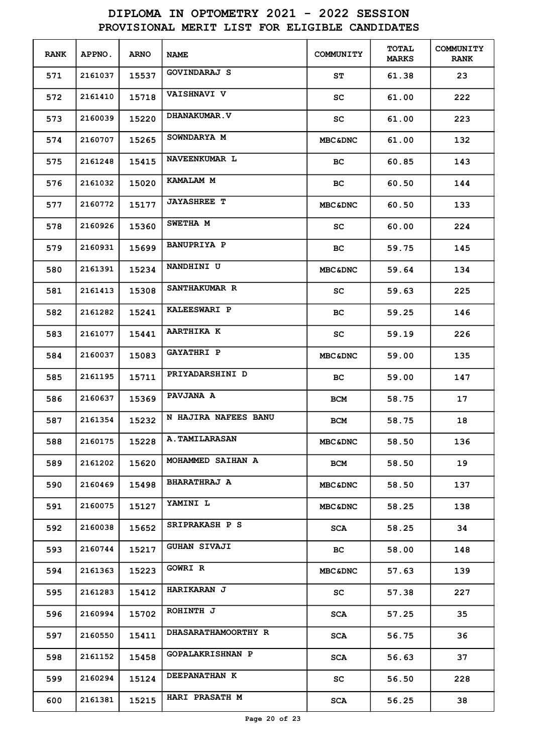# DIPLOMA IN OPTOMETRY 2021 - 2022 SESSION
## PROVISIONAL MERIT LIST FOR ELIGIBLE CANDIDATES

| RANK | APPNO. | ARNO | NAME | COMMUNITY | TOTAL MARKS | COMMUNITY RANK |
|---|---|---|---|---|---|---|
| 571 | 2161037 | 15537 | GOVINDARAJ S | ST | 61.38 | 23 |
| 572 | 2161410 | 15718 | VAISHNAVI V | SC | 61.00 | 222 |
| 573 | 2160039 | 15220 | DHANAKUMAR.V | SC | 61.00 | 223 |
| 574 | 2160707 | 15265 | SOWNDARYA M | MBC&DNC | 61.00 | 132 |
| 575 | 2161248 | 15415 | NAVEENKUMAR L | BC | 60.85 | 143 |
| 576 | 2161032 | 15020 | KAMALAM M | BC | 60.50 | 144 |
| 577 | 2160772 | 15177 | JAYASHREE T | MBC&DNC | 60.50 | 133 |
| 578 | 2160926 | 15360 | SWETHA M | SC | 60.00 | 224 |
| 579 | 2160931 | 15699 | BANUPRIYA P | BC | 59.75 | 145 |
| 580 | 2161391 | 15234 | NANDHINI U | MBC&DNC | 59.64 | 134 |
| 581 | 2161413 | 15308 | SANTHAKUMAR R | SC | 59.63 | 225 |
| 582 | 2161282 | 15241 | KALEESWARI P | BC | 59.25 | 146 |
| 583 | 2161077 | 15441 | AARTHIKA K | SC | 59.19 | 226 |
| 584 | 2160037 | 15083 | GAYATHRI P | MBC&DNC | 59.00 | 135 |
| 585 | 2161195 | 15711 | PRIYADARSHINI D | BC | 59.00 | 147 |
| 586 | 2160637 | 15369 | PAVJANA A | BCM | 58.75 | 17 |
| 587 | 2161354 | 15232 | N HAJIRA NAFEES BANU | BCM | 58.75 | 18 |
| 588 | 2160175 | 15228 | A.TAMILARASAN | MBC&DNC | 58.50 | 136 |
| 589 | 2161202 | 15620 | MOHAMMED SAIHAN A | BCM | 58.50 | 19 |
| 590 | 2160469 | 15498 | BHARATHRAJ A | MBC&DNC | 58.50 | 137 |
| 591 | 2160075 | 15127 | YAMINI L | MBC&DNC | 58.25 | 138 |
| 592 | 2160038 | 15652 | SRIPRAKASH P S | SCA | 58.25 | 34 |
| 593 | 2160744 | 15217 | GUHAN SIVAJI | BC | 58.00 | 148 |
| 594 | 2161363 | 15223 | GOWRI R | MBC&DNC | 57.63 | 139 |
| 595 | 2161283 | 15412 | HARIKARAN J | SC | 57.38 | 227 |
| 596 | 2160994 | 15702 | ROHINTH J | SCA | 57.25 | 35 |
| 597 | 2160550 | 15411 | DHASARATHAMOORTHY R | SCA | 56.75 | 36 |
| 598 | 2161152 | 15458 | GOPALAKRISHNAN P | SCA | 56.63 | 37 |
| 599 | 2160294 | 15124 | DEEPANATHAN K | SC | 56.50 | 228 |
| 600 | 2161381 | 15215 | HARI PRASATH M | SCA | 56.25 | 38 |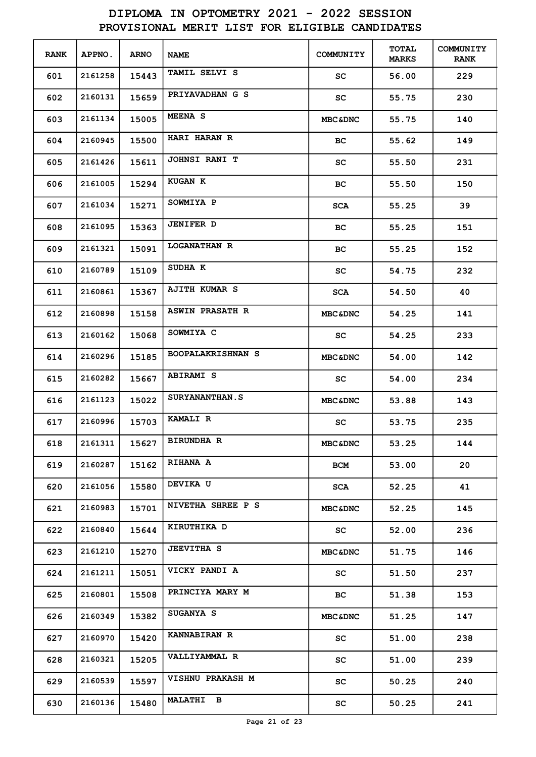# DIPLOMA IN OPTOMETRY 2021 - 2022 SESSION
## PROVISIONAL MERIT LIST FOR ELIGIBLE CANDIDATES

| RANK | APPNO. | ARNO | NAME | COMMUNITY | TOTAL MARKS | COMMUNITY RANK |
|---|---|---|---|---|---|---|
| 601 | 2161258 | 15443 | TAMIL SELVI S | SC | 56.00 | 229 |
| 602 | 2160131 | 15659 | PRIYAVADHAN G S | SC | 55.75 | 230 |
| 603 | 2161134 | 15005 | MEENA S | MBC&DNC | 55.75 | 140 |
| 604 | 2160945 | 15500 | HARI HARAN R | BC | 55.62 | 149 |
| 605 | 2161426 | 15611 | JOHNSI RANI T | SC | 55.50 | 231 |
| 606 | 2161005 | 15294 | KUGAN K | BC | 55.50 | 150 |
| 607 | 2161034 | 15271 | SOWMIYA P | SCA | 55.25 | 39 |
| 608 | 2161095 | 15363 | JENIFER D | BC | 55.25 | 151 |
| 609 | 2161321 | 15091 | LOGANATHAN R | BC | 55.25 | 152 |
| 610 | 2160789 | 15109 | SUDHA K | SC | 54.75 | 232 |
| 611 | 2160861 | 15367 | AJITH KUMAR S | SCA | 54.50 | 40 |
| 612 | 2160898 | 15158 | ASWIN PRASATH R | MBC&DNC | 54.25 | 141 |
| 613 | 2160162 | 15068 | SOWMIYA C | SC | 54.25 | 233 |
| 614 | 2160296 | 15185 | BOOPALAKRISHNAN S | MBC&DNC | 54.00 | 142 |
| 615 | 2160282 | 15667 | ABIRAMI S | SC | 54.00 | 234 |
| 616 | 2161123 | 15022 | SURYANANTHAN.S | MBC&DNC | 53.88 | 143 |
| 617 | 2160996 | 15703 | KAMALI R | SC | 53.75 | 235 |
| 618 | 2161311 | 15627 | BIRUNDHA R | MBC&DNC | 53.25 | 144 |
| 619 | 2160287 | 15162 | RIHANA A | BCM | 53.00 | 20 |
| 620 | 2161056 | 15580 | DEVIKA U | SCA | 52.25 | 41 |
| 621 | 2160983 | 15701 | NIVETHA SHREE P S | MBC&DNC | 52.25 | 145 |
| 622 | 2160840 | 15644 | KIRUTHIKA D | SC | 52.00 | 236 |
| 623 | 2161210 | 15270 | JEEVITHA S | MBC&DNC | 51.75 | 146 |
| 624 | 2161211 | 15051 | VICKY PANDI A | SC | 51.50 | 237 |
| 625 | 2160801 | 15508 | PRINCIYA MARY M | BC | 51.38 | 153 |
| 626 | 2160349 | 15382 | SUGANYA S | MBC&DNC | 51.25 | 147 |
| 627 | 2160970 | 15420 | KANNABIRAN R | SC | 51.00 | 238 |
| 628 | 2160321 | 15205 | VALLIYAMMAL R | SC | 51.00 | 239 |
| 629 | 2160539 | 15597 | VISHNU PRAKASH M | SC | 50.25 | 240 |
| 630 | 2160136 | 15480 | MALATHI B | SC | 50.25 | 241 |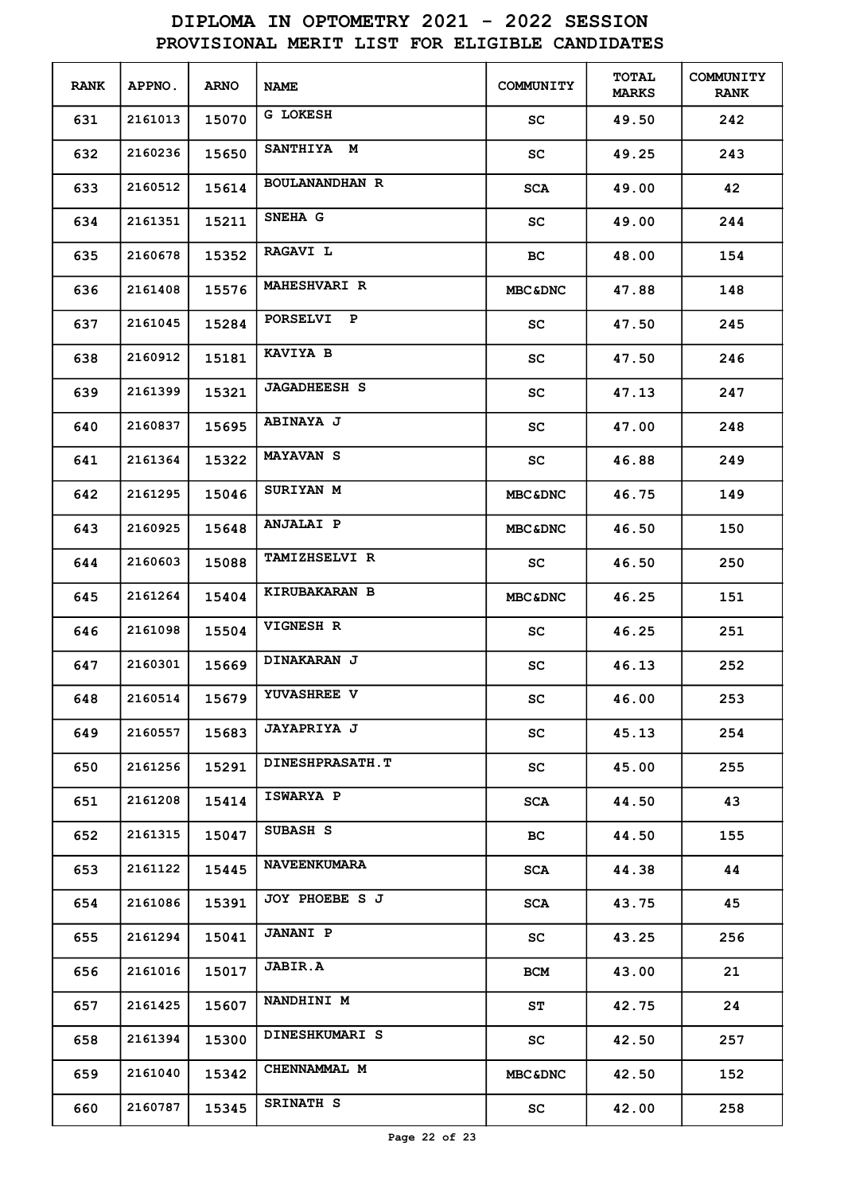# DIPLOMA IN OPTOMETRY 2021 - 2022 SESSION
## PROVISIONAL MERIT LIST FOR ELIGIBLE CANDIDATES

| RANK | APPNO. | ARNO | NAME | COMMUNITY | TOTAL MARKS | COMMUNITY RANK |
|---|---|---|---|---|---|---|
| 631 | 2161013 | 15070 | G LOKESH | SC | 49.50 | 242 |
| 632 | 2160236 | 15650 | SANTHIYA M | SC | 49.25 | 243 |
| 633 | 2160512 | 15614 | BOULANANDHAN R | SCA | 49.00 | 42 |
| 634 | 2161351 | 15211 | SNEHA G | SC | 49.00 | 244 |
| 635 | 2160678 | 15352 | RAGAVI L | BC | 48.00 | 154 |
| 636 | 2161408 | 15576 | MAHESHVARI R | MBC&DNC | 47.88 | 148 |
| 637 | 2161045 | 15284 | PORSELVI P | SC | 47.50 | 245 |
| 638 | 2160912 | 15181 | KAVIYA B | SC | 47.50 | 246 |
| 639 | 2161399 | 15321 | JAGADHEESH S | SC | 47.13 | 247 |
| 640 | 2160837 | 15695 | ABINAYA J | SC | 47.00 | 248 |
| 641 | 2161364 | 15322 | MAYAVAN S | SC | 46.88 | 249 |
| 642 | 2161295 | 15046 | SURIYAN M | MBC&DNC | 46.75 | 149 |
| 643 | 2160925 | 15648 | ANJALAI P | MBC&DNC | 46.50 | 150 |
| 644 | 2160603 | 15088 | TAMIZHSELVI R | SC | 46.50 | 250 |
| 645 | 2161264 | 15404 | KIRUBAKARAN B | MBC&DNC | 46.25 | 151 |
| 646 | 2161098 | 15504 | VIGNESH R | SC | 46.25 | 251 |
| 647 | 2160301 | 15669 | DINAKARAN J | SC | 46.13 | 252 |
| 648 | 2160514 | 15679 | YUVASHREE V | SC | 46.00 | 253 |
| 649 | 2160557 | 15683 | JAYAPRIYA J | SC | 45.13 | 254 |
| 650 | 2161256 | 15291 | DINESHPRASATH.T | SC | 45.00 | 255 |
| 651 | 2161208 | 15414 | ISWARYA P | SCA | 44.50 | 43 |
| 652 | 2161315 | 15047 | SUBASH S | BC | 44.50 | 155 |
| 653 | 2161122 | 15445 | NAVEENKUMARA | SCA | 44.38 | 44 |
| 654 | 2161086 | 15391 | JOY PHOEBE S J | SCA | 43.75 | 45 |
| 655 | 2161294 | 15041 | JANANI P | SC | 43.25 | 256 |
| 656 | 2161016 | 15017 | JABIR.A | BCM | 43.00 | 21 |
| 657 | 2161425 | 15607 | NANDHINI M | ST | 42.75 | 24 |
| 658 | 2161394 | 15300 | DINESHKUMARI S | SC | 42.50 | 257 |
| 659 | 2161040 | 15342 | CHENNAMMAL M | MBC&DNC | 42.50 | 152 |
| 660 | 2160787 | 15345 | SRINATH S | SC | 42.00 | 258 |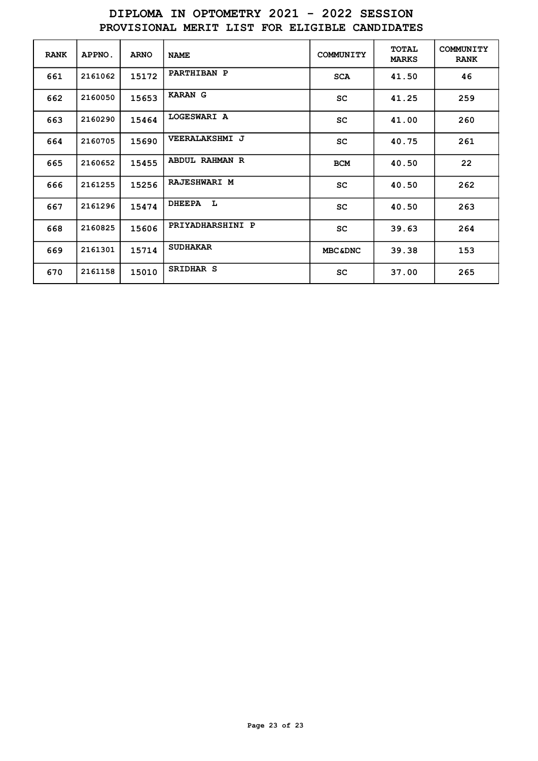# DIPLOMA IN OPTOMETRY 2021 - 2022 SESSION
## PROVISIONAL MERIT LIST FOR ELIGIBLE CANDIDATES

| RANK | APPNO. | ARNO | NAME | COMMUNITY | TOTAL MARKS | COMMUNITY RANK |
|---|---|---|---|---|---|---|
| 661 | 2161062 | 15172 | PARTHIBAN P | SCA | 41.50 | 46 |
| 662 | 2160050 | 15653 | KARAN G | SC | 41.25 | 259 |
| 663 | 2160290 | 15464 | LOGESWARI A | SC | 41.00 | 260 |
| 664 | 2160705 | 15690 | VEERALAKSHMI J | SC | 40.75 | 261 |
| 665 | 2160652 | 15455 | ABDUL RAHMAN R | BCM | 40.50 | 22 |
| 666 | 2161255 | 15256 | RAJESHWARI M | SC | 40.50 | 262 |
| 667 | 2161296 | 15474 | DHEEPA L | SC | 40.50 | 263 |
| 668 | 2160825 | 15606 | PRIYADHARSHINI P | SC | 39.63 | 264 |
| 669 | 2161301 | 15714 | SUDHAKAR | MBC&DNC | 39.38 | 153 |
| 670 | 2161158 | 15010 | SRIDHAR S | SC | 37.00 | 265 |